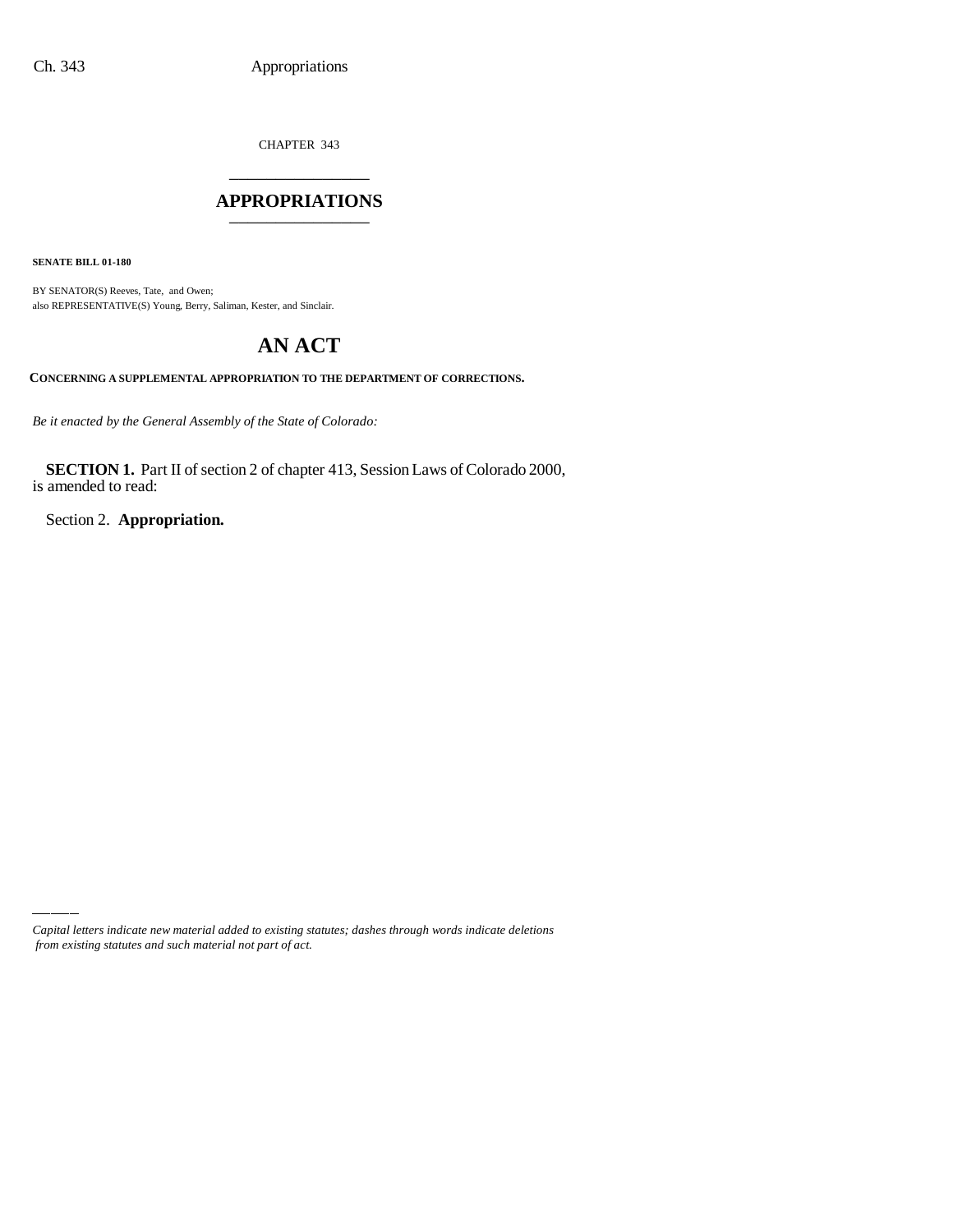CHAPTER 343

# APPROPRIATIONS

**SENATE BILL 01-180**

BY SENATOR(S) Reeves, Tate, and Owen;
also REPRESENTATIVE(S) Young, Berry, Saliman, Kester, and Sinclair.

# AN ACT

**CONCERNING A SUPPLEMENTAL APPROPRIATION TO THE DEPARTMENT OF CORRECTIONS.**

*Be it enacted by the General Assembly of the State of Colorado:*

**SECTION 1.** Part II of section 2 of chapter 413, Session Laws of Colorado 2000, is amended to read:

Section 2. **Appropriation.**

*Capital letters indicate new material added to existing statutes; dashes through words indicate deletions from existing statutes and such material not part of act.*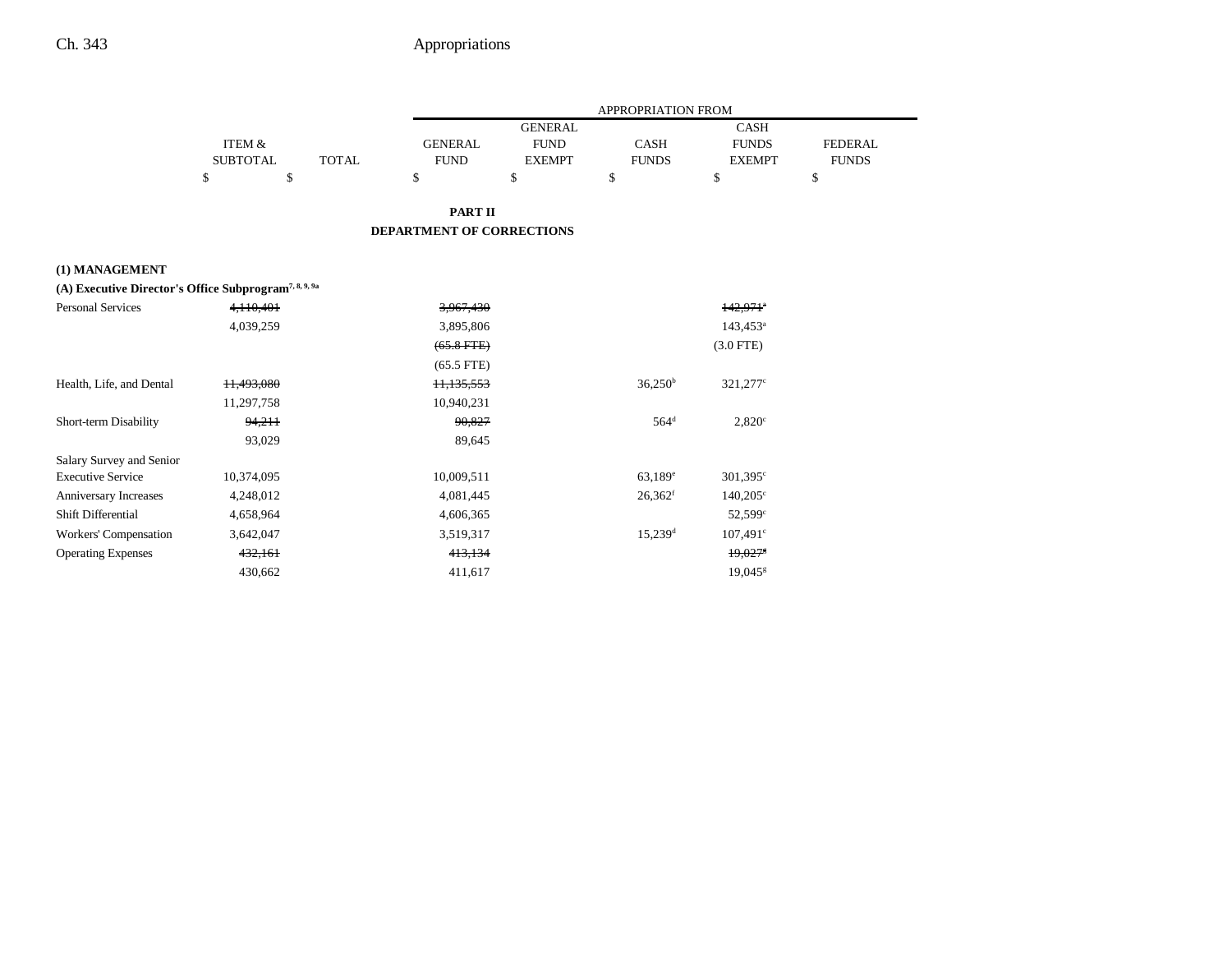|  | ITEM & SUBTOTAL | TOTAL | GENERAL FUND | GENERAL FUND EXEMPT | CASH FUNDS | CASH FUNDS EXEMPT | FEDERAL FUNDS |
|---|---|---|---|---|---|---|---|
|  | $ | $ | $ | $ | $ | $ | $ |

**PART II**

**DEPARTMENT OF CORRECTIONS**

**(1) MANAGEMENT**

**(A) Executive Director's Office Subprogram**[7, 8, 9, 9a]

|  | ITEM & SUBTOTAL | TOTAL | GENERAL FUND | GENERAL FUND EXEMPT | CASH FUNDS | CASH FUNDS EXEMPT | FEDERAL FUNDS |
|---|---|---|---|---|---|---|---|
| Personal Services | ~~4,110,401~~ |  | ~~3,967,430~~ |  |  | ~~142,971~~[a] |  |
|  | 4,039,259 |  | 3,895,806 |  |  | 143,453[a] |  |
|  |  |  | ~~(65.8 FTE)~~ |  |  | (3.0 FTE) |  |
|  |  |  | (65.5 FTE) |  |  |  |  |
| Health, Life, and Dental | ~~11,493,080~~ |  | ~~11,135,553~~ |  | 36,250[b] | 321,277[c] |  |
|  | 11,297,758 |  | 10,940,231 |  |  |  |  |
| Short-term Disability | ~~94,211~~ |  | ~~90,827~~ |  | 564[d] | 2,820[c] |  |
|  | 93,029 |  | 89,645 |  |  |  |  |
| Salary Survey and Senior Executive Service | 10,374,095 |  | 10,009,511 |  | 63,189[e] | 301,395[c] |  |
| Anniversary Increases | 4,248,012 |  | 4,081,445 |  | 26,362[f] | 140,205[c] |  |
| Shift Differential | 4,658,964 |  | 4,606,365 |  |  | 52,599[c] |  |
| Workers' Compensation | 3,642,047 |  | 3,519,317 |  | 15,239[d] | 107,491[c] |  |
| Operating Expenses | ~~432,161~~ |  | ~~413,134~~ |  |  | ~~19,027~~[g] |  |
|  | 430,662 |  | 411,617 |  |  | 19,045[g] |  |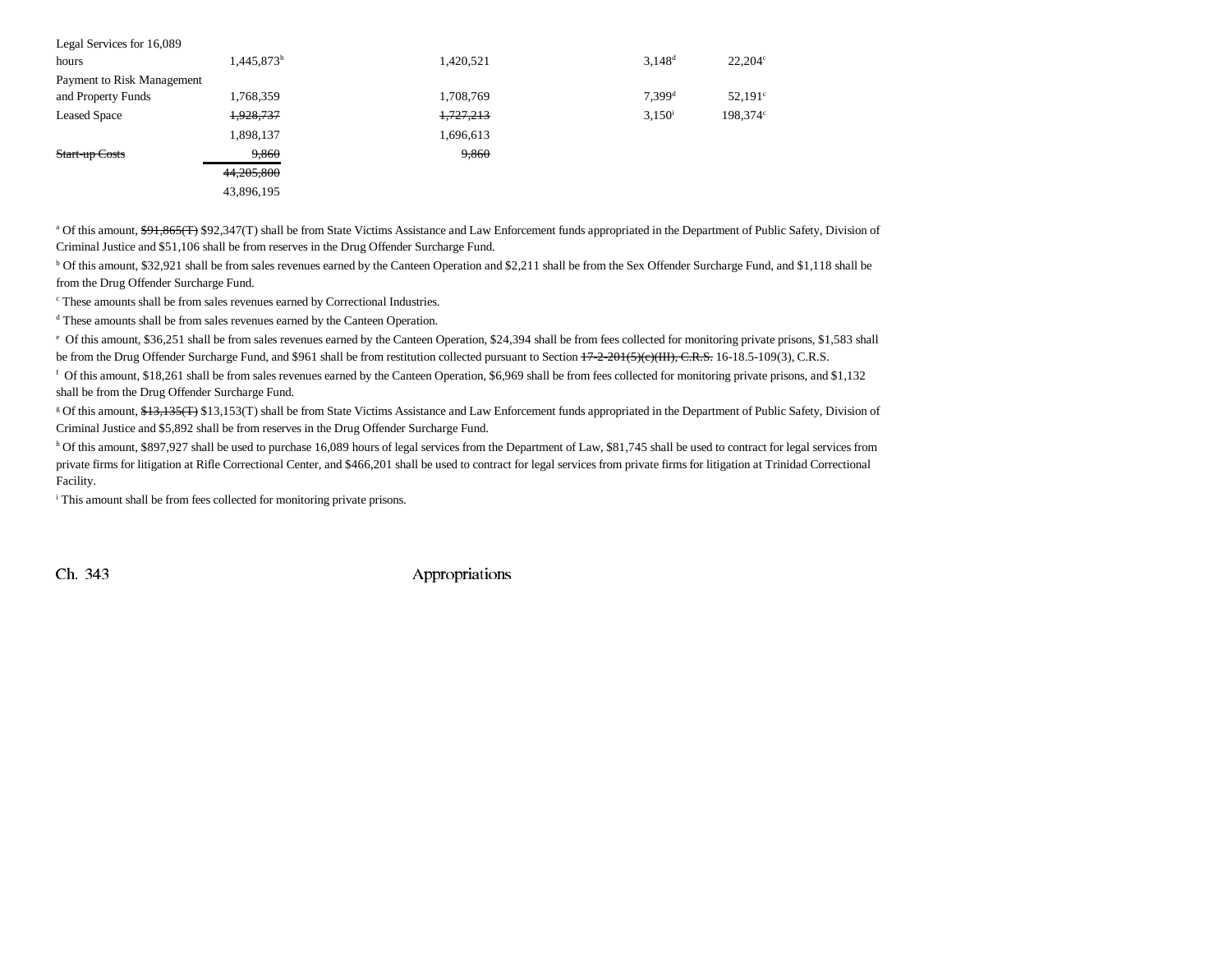| | | | | |
|---|---|---|---|---|
| Legal Services for 16,089 hours | 1,445,873[h] | 1,420,521 | 3,148[d] | 22,204[c] |
| Payment to Risk Management and Property Funds | 1,768,359 | 1,708,769 | 7,399[d] | 52,191[c] |
| Leased Space | ~~1,928,737~~ | ~~1,727,213~~ | 3,150[i] | 198,374[c] |
| | 1,898,137 | 1,696,613 | | |
| ~~Start-up Costs~~ | ~~9,860~~ | ~~9,860~~ | | |
| | ~~44,205,800~~ | | | |
| | 43,896,195 | | | |

[a] Of this amount, ~~$91,865(T)~~ $92,347(T) shall be from State Victims Assistance and Law Enforcement funds appropriated in the Department of Public Safety, Division of Criminal Justice and $51,106 shall be from reserves in the Drug Offender Surcharge Fund.

[b] Of this amount, $32,921 shall be from sales revenues earned by the Canteen Operation and $2,211 shall be from the Sex Offender Surcharge Fund, and $1,118 shall be from the Drug Offender Surcharge Fund.

[c] These amounts shall be from sales revenues earned by Correctional Industries.

[d] These amounts shall be from sales revenues earned by the Canteen Operation.

[e] Of this amount, $36,251 shall be from sales revenues earned by the Canteen Operation, $24,394 shall be from fees collected for monitoring private prisons, $1,583 shall be from the Drug Offender Surcharge Fund, and $961 shall be from restitution collected pursuant to Section ~~17-2-201(5)(c)(III), C.R.S.~~ 16-18.5-109(3), C.R.S.

[f] Of this amount, $18,261 shall be from sales revenues earned by the Canteen Operation, $6,969 shall be from fees collected for monitoring private prisons, and $1,132 shall be from the Drug Offender Surcharge Fund.

[g] Of this amount, ~~$13,135(T)~~ $13,153(T) shall be from State Victims Assistance and Law Enforcement funds appropriated in the Department of Public Safety, Division of Criminal Justice and $5,892 shall be from reserves in the Drug Offender Surcharge Fund.

[h] Of this amount, $897,927 shall be used to purchase 16,089 hours of legal services from the Department of Law, $81,745 shall be used to contract for legal services from private firms for litigation at Rifle Correctional Center, and $466,201 shall be used to contract for legal services from private firms for litigation at Trinidad Correctional Facility.

[i] This amount shall be from fees collected for monitoring private prisons.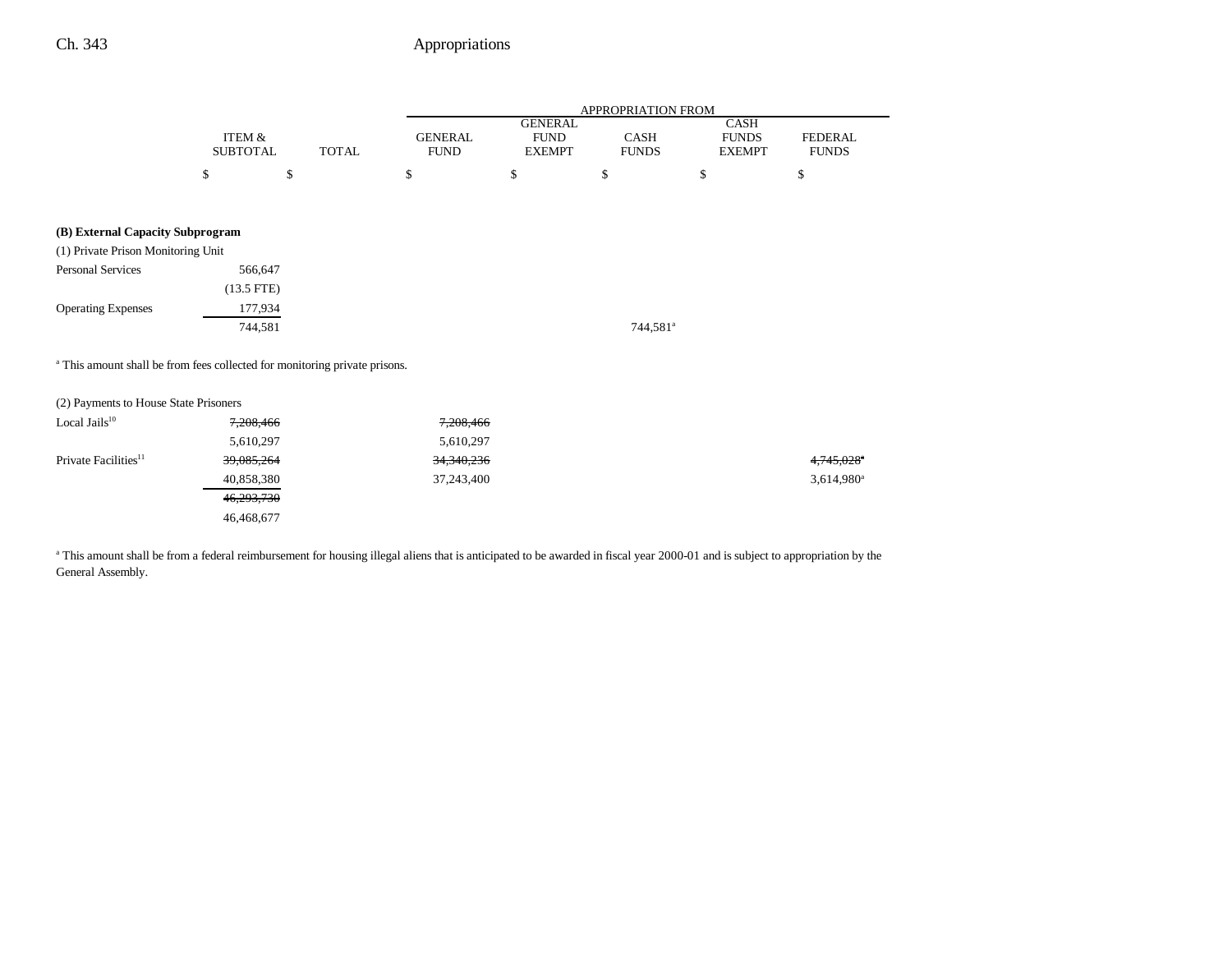| | ITEM & SUBTOTAL | TOTAL | APPROPRIATION FROM GENERAL FUND | GENERAL FUND EXEMPT | CASH FUNDS | CASH FUNDS EXEMPT | FEDERAL FUNDS |
|---|---|---|---|---|---|---|---|
| | $ | $ | $ | $ | $ | $ | $ |
| **(B) External Capacity Subprogram** | | | | | | | |
| (1) Private Prison Monitoring Unit | | | | | | | |
| Personal Services | 566,647 | | | | | | |
| | (13.5 FTE) | | | | | | |
| Operating Expenses | 177,934 | | | | | | |
| | 744,581 | | | | 744,581[a] | | |

[a] This amount shall be from fees collected for monitoring private prisons.

| | ITEM & SUBTOTAL | TOTAL | GENERAL FUND | GENERAL FUND EXEMPT | CASH FUNDS | CASH FUNDS EXEMPT | FEDERAL FUNDS |
|---|---|---|---|---|---|---|---|
| (2) Payments to House State Prisoners | | | | | | | |
| Local Jails[10] | ~~7,208,466~~ | | ~~7,208,466~~ | | | | |
| | 5,610,297 | | 5,610,297 | | | | |
| Private Facilities[11] | ~~39,085,264~~ | | ~~34,340,236~~ | | | | ~~4,745,028~~[a] |
| | 40,858,380 | | 37,243,400 | | | | 3,614,980[a] |
| | ~~46,293,730~~ | | | | | | |
| | 46,468,677 | | | | | | |

[a] This amount shall be from a federal reimbursement for housing illegal aliens that is anticipated to be awarded in fiscal year 2000-01 and is subject to appropriation by the General Assembly.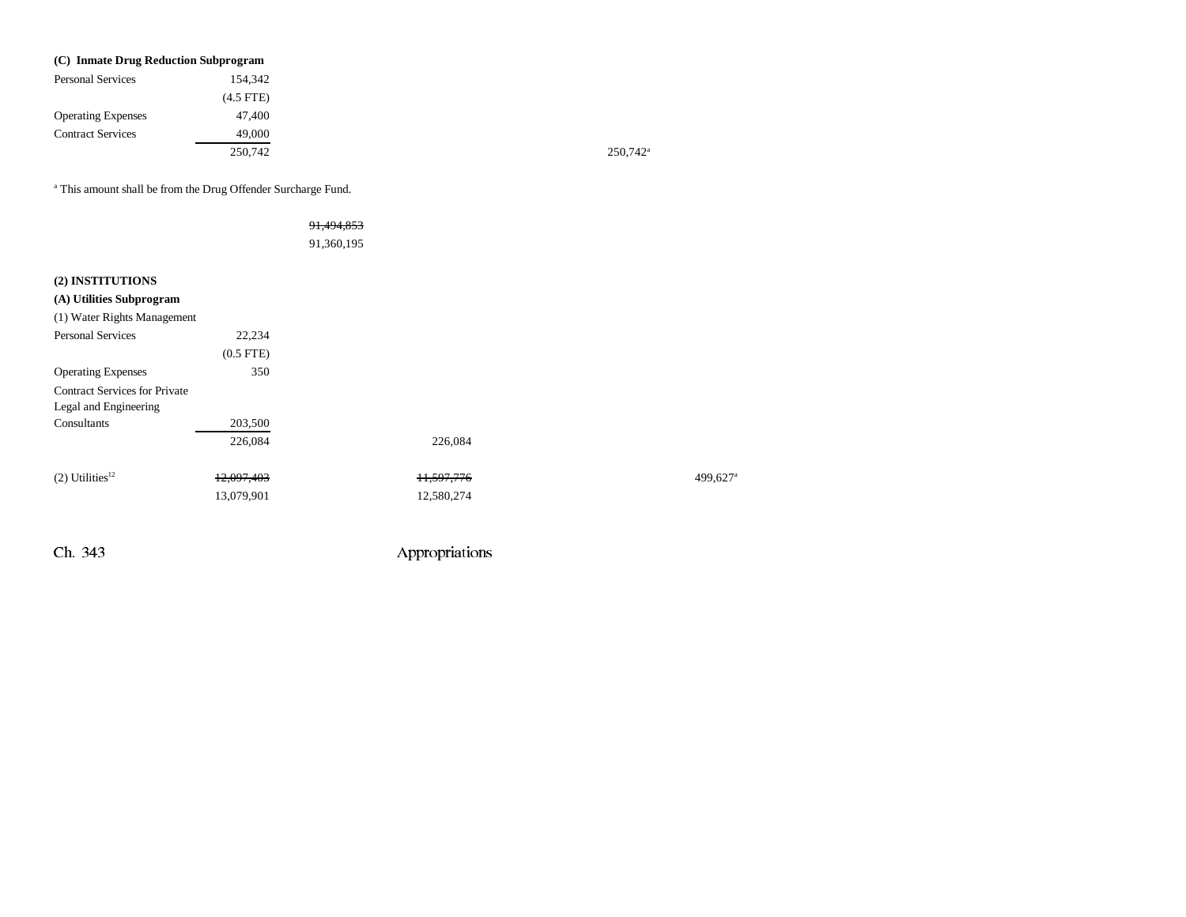**(C) Inmate Drug Reduction Subprogram**

| | | | | | |
|---|---|---|---|---|---|
| Personal Services | 154,342 | | | | |
| | (4.5 FTE) | | | | |
| Operating Expenses | 47,400 | | | | |
| Contract Services | 49,000 | | | | |
| | 250,742 | | | 250,742[a] | |

[a] This amount shall be from the Drug Offender Surcharge Fund.

| | | | | | |
|---|---|---|---|---|---|
| | | ~~91,494,853~~ | | | |
| | | 91,360,195 | | | |

**(2) INSTITUTIONS**

**(A) Utilities Subprogram**

| | | | | | |
|---|---|---|---|---|---|
| (1) Water Rights Management | | | | | |
| Personal Services | 22,234 | | | | |
| | (0.5 FTE) | | | | |
| Operating Expenses | 350 | | | | |
| Contract Services for Private Legal and Engineering Consultants | 203,500 | | | | |
| | 226,084 | | 226,084 | | |
| (2) Utilities[12] | ~~12,097,403~~ | | ~~11,597,776~~ | | 499,627[a] |
| | 13,079,901 | | 12,580,274 | | |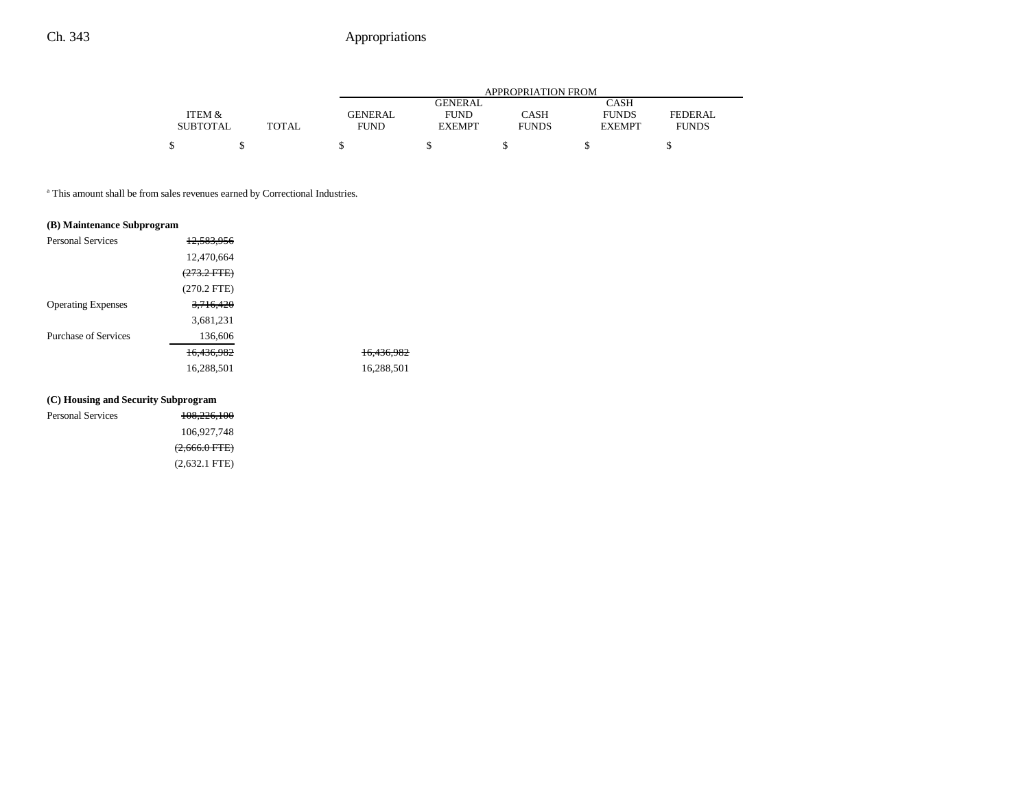| | ITEM & SUBTOTAL | TOTAL | APPROPRIATION FROM GENERAL FUND | GENERAL FUND EXEMPT | CASH FUNDS | CASH FUNDS EXEMPT | FEDERAL FUNDS |
|---|---|---|---|---|---|---|---|
| | $ | $ | $ | $ | $ | $ | $ |

[a] This amount shall be from sales revenues earned by Correctional Industries.

**(B) Maintenance Subprogram**

| | ITEM & SUBTOTAL | TOTAL | GENERAL FUND | GENERAL FUND EXEMPT | CASH FUNDS | CASH FUNDS EXEMPT | FEDERAL FUNDS |
|---|---|---|---|---|---|---|---|
| Personal Services | ~~12,583,956~~ | | | | | | |
| | 12,470,664 | | | | | | |
| | ~~(273.2 FTE)~~ | | | | | | |
| | (270.2 FTE) | | | | | | |
| Operating Expenses | ~~3,716,420~~ | | | | | | |
| | 3,681,231 | | | | | | |
| Purchase of Services | 136,606 | | | | | | |
| | ~~16,436,982~~ | | ~~16,436,982~~ | | | | |
| | 16,288,501 | | 16,288,501 | | | | |

**(C) Housing and Security Subprogram**

| | ITEM & SUBTOTAL | TOTAL | GENERAL FUND | GENERAL FUND EXEMPT | CASH FUNDS | CASH FUNDS EXEMPT | FEDERAL FUNDS |
|---|---|---|---|---|---|---|---|
| Personal Services | ~~108,226,100~~ | | | | | | |
| | 106,927,748 | | | | | | |
| | ~~(2,666.0 FTE)~~ | | | | | | |
| | (2,632.1 FTE) | | | | | | |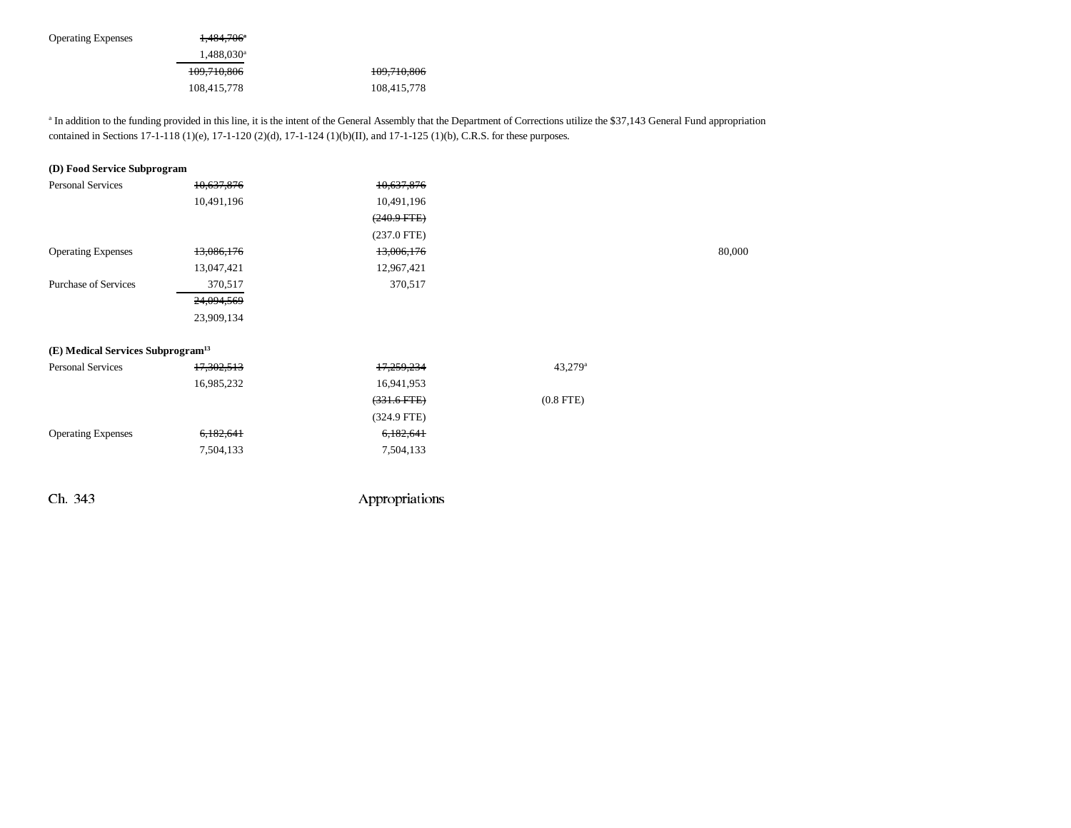| | | | | | |
|---|---|---|---|---|---|
| Operating Expenses | ~~1,484,706~~[a] | | | | |
| | 1,488,030[a] | | | | |
| | ~~109,710,806~~ | ~~109,710,806~~ | | | |
| | 108,415,778 | 108,415,778 | | | |

[a] In addition to the funding provided in this line, it is the intent of the General Assembly that the Department of Corrections utilize the $37,143 General Fund appropriation contained in Sections 17-1-118 (1)(e), 17-1-120 (2)(d), 17-1-124 (1)(b)(II), and 17-1-125 (1)(b), C.R.S. for these purposes.

**(D) Food Service Subprogram**

| | | | | | |
|---|---|---|---|---|---|
| Personal Services | ~~10,637,876~~ | ~~10,637,876~~ | | | |
| | 10,491,196 | 10,491,196 | | | |
| | | ~~(240.9 FTE)~~ | | | |
| | | (237.0 FTE) | | | |
| Operating Expenses | ~~13,086,176~~ | ~~13,006,176~~ | | | 80,000 |
| | 13,047,421 | 12,967,421 | | | |
| Purchase of Services | 370,517 | 370,517 | | | |
| | ~~24,094,569~~ | | | | |
| | 23,909,134 | | | | |

**(E) Medical Services Subprogram**[13]

| | | | | | |
|---|---|---|---|---|---|
| Personal Services | ~~17,302,513~~ | ~~17,259,234~~ | 43,279[a] | | |
| | 16,985,232 | 16,941,953 | | | |
| | | ~~(331.6 FTE)~~ | (0.8 FTE) | | |
| | | (324.9 FTE) | | | |
| Operating Expenses | ~~6,182,641~~ | ~~6,182,641~~ | | | |
| | 7,504,133 | 7,504,133 | | | |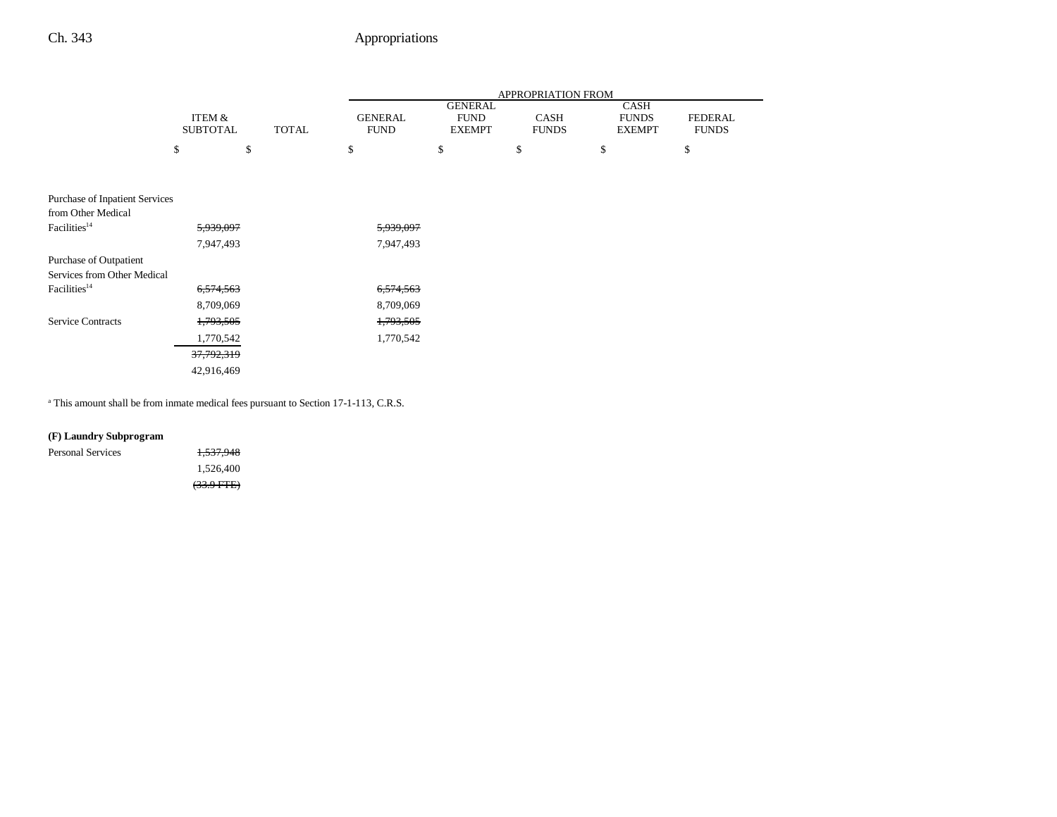| | ITEM & SUBTOTAL | TOTAL | APPROPRIATION FROM GENERAL FUND | GENERAL FUND EXEMPT | CASH FUNDS | CASH FUNDS EXEMPT | FEDERAL FUNDS |
|---|---|---|---|---|---|---|---|
| | $ | $ | $ | $ | $ | $ | $ |
| Purchase of Inpatient Services from Other Medical Facilities[14] | ~~5,939,097~~ | | ~~5,939,097~~ | | | | |
| | 7,947,493 | | 7,947,493 | | | | |
| Purchase of Outpatient Services from Other Medical Facilities[14] | ~~6,574,563~~ | | ~~6,574,563~~ | | | | |
| | 8,709,069 | | 8,709,069 | | | | |
| Service Contracts | ~~1,793,505~~ | | ~~1,793,505~~ | | | | |
| | 1,770,542 | | 1,770,542 | | | | |
| | ~~37,792,319~~ | | | | | | |
| | 42,916,469 | | | | | | |

[a] This amount shall be from inmate medical fees pursuant to Section 17-1-113, C.R.S.

**(F) Laundry Subprogram**

| | ITEM & SUBTOTAL | TOTAL | GENERAL FUND | GENERAL FUND EXEMPT | CASH FUNDS | CASH FUNDS EXEMPT | FEDERAL FUNDS |
|---|---|---|---|---|---|---|---|
| Personal Services | ~~1,537,948~~ | | | | | | |
| | 1,526,400 | | | | | | |
| | ~~(33.9 FTE)~~ | | | | | | |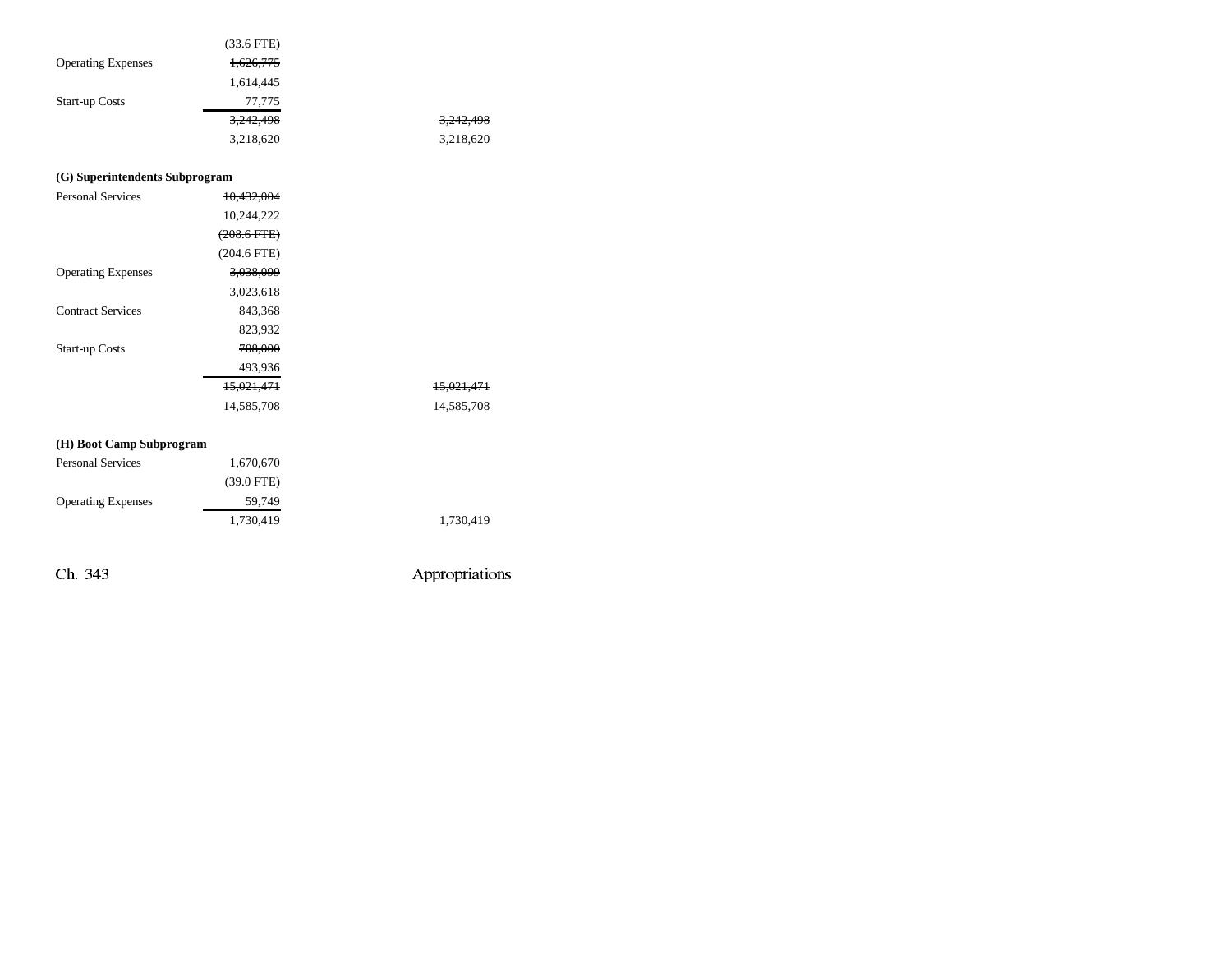| | | |
|---|---|---|
| | (33.6 FTE) | |
| Operating Expenses | ~~1,626,775~~ | |
| | 1,614,445 | |
| Start-up Costs | 77,775 | |
| | ~~3,242,498~~ | ~~3,242,498~~ |
| | 3,218,620 | 3,218,620 |

**(G) Superintendents Subprogram**

| | | |
|---|---|---|
| Personal Services | ~~10,432,004~~ | |
| | 10,244,222 | |
| | ~~(208.6 FTE)~~ | |
| | (204.6 FTE) | |
| Operating Expenses | ~~3,038,099~~ | |
| | 3,023,618 | |
| Contract Services | ~~843,368~~ | |
| | 823,932 | |
| Start-up Costs | ~~708,000~~ | |
| | 493,936 | |
| | ~~15,021,471~~ | ~~15,021,471~~ |
| | 14,585,708 | 14,585,708 |

**(H) Boot Camp Subprogram**

| | | |
|---|---|---|
| Personal Services | 1,670,670 | |
| | (39.0 FTE) | |
| Operating Expenses | 59,749 | |
| | 1,730,419 | 1,730,419 |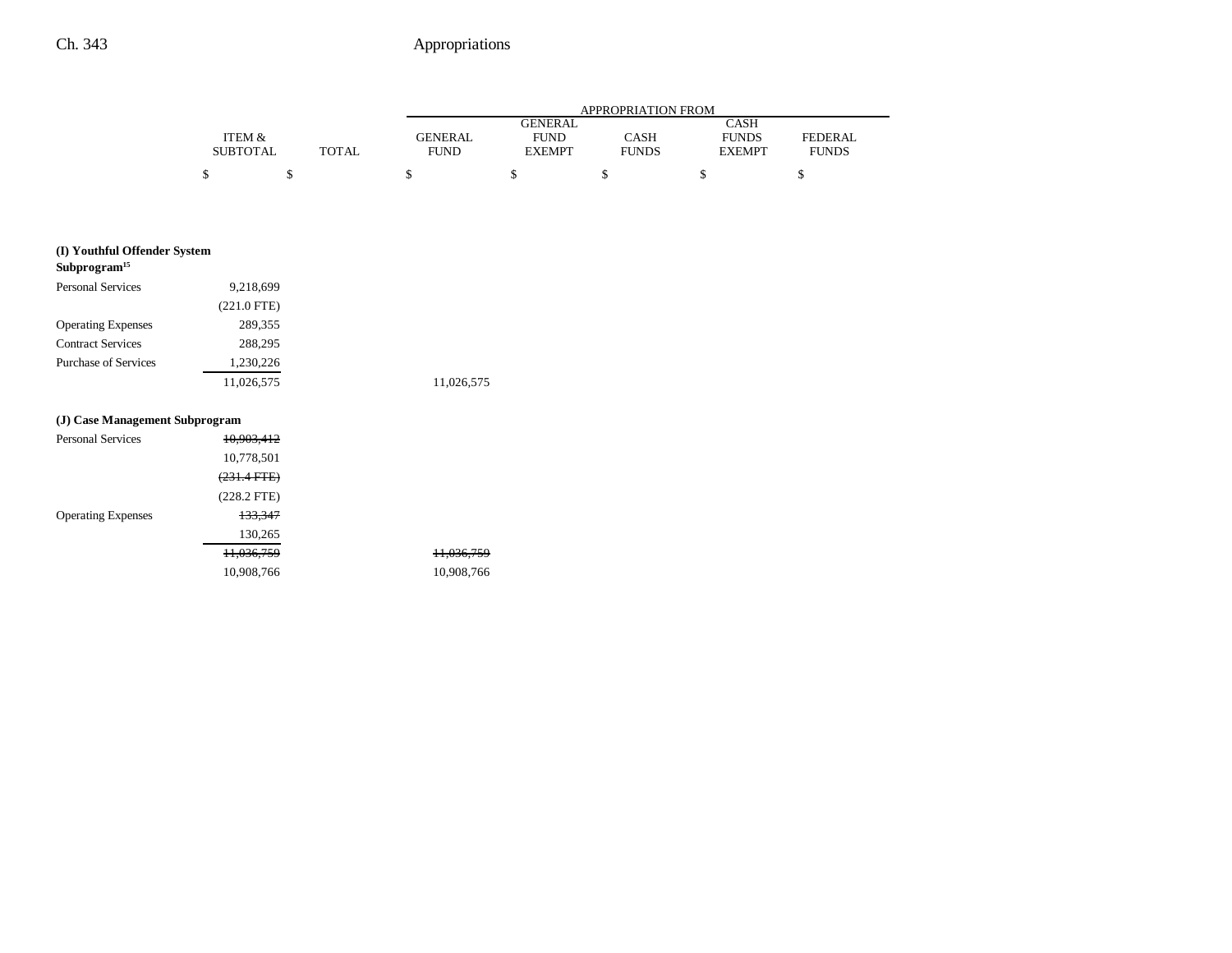| | ITEM & SUBTOTAL | TOTAL | APPROPRIATION FROM GENERAL FUND | GENERAL FUND EXEMPT | CASH FUNDS | CASH FUNDS EXEMPT | FEDERAL FUNDS |
|---|---|---|---|---|---|---|---|
| | $ | $ | $ | $ | $ | $ | $ |
| **(I) Youthful Offender System Subprogram[15]** | | | | | | | |
| Personal Services | 9,218,699 | | | | | | |
| | (221.0 FTE) | | | | | | |
| Operating Expenses | 289,355 | | | | | | |
| Contract Services | 288,295 | | | | | | |
| Purchase of Services | 1,230,226 | | | | | | |
| | 11,026,575 | | 11,026,575 | | | | |
| **(J) Case Management Subprogram** | | | | | | | |
| Personal Services | ~~10,903,412~~ | | | | | | |
| | 10,778,501 | | | | | | |
| | ~~(231.4 FTE)~~ | | | | | | |
| | (228.2 FTE) | | | | | | |
| Operating Expenses | ~~133,347~~ | | | | | | |
| | 130,265 | | | | | | |
| | ~~11,036,759~~ | | ~~11,036,759~~ | | | | |
| | 10,908,766 | | 10,908,766 | | | | |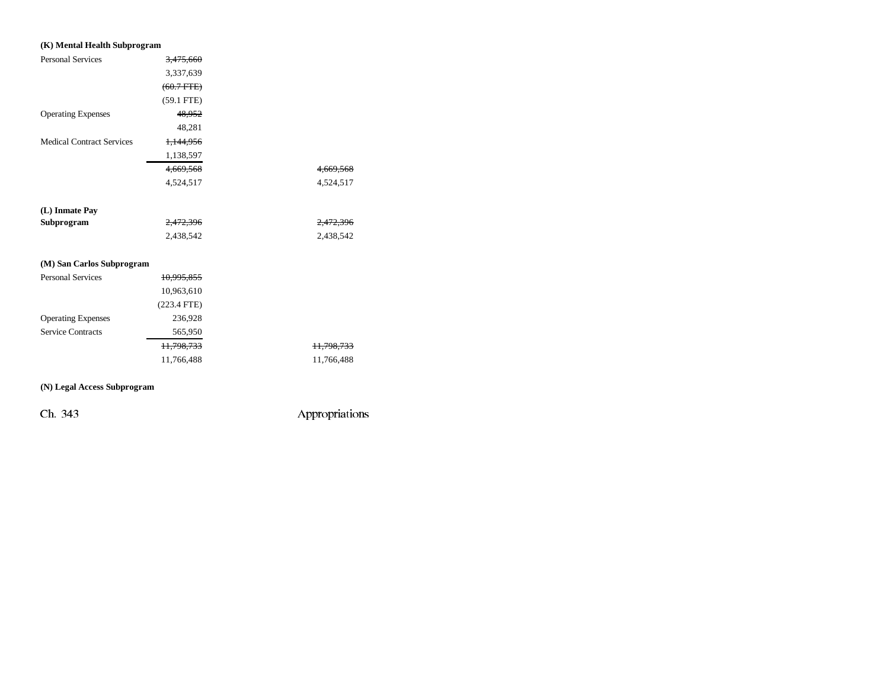**(K) Mental Health Subprogram**

| | | |
|---|---|---|
| Personal Services | ~~3,475,660~~ | |
| | 3,337,639 | |
| | ~~(60.7 FTE)~~ | |
| | (59.1 FTE) | |
| Operating Expenses | ~~48,952~~ | |
| | 48,281 | |
| Medical Contract Services | ~~1,144,956~~ | |
| | 1,138,597 | |
| | ~~4,669,568~~ | ~~4,669,568~~ |
| | 4,524,517 | 4,524,517 |

| | | |
|---|---|---|
| **(L) Inmate Pay Subprogram** | ~~2,472,396~~ | ~~2,472,396~~ |
| | 2,438,542 | 2,438,542 |

**(M) San Carlos Subprogram**

| | | |
|---|---|---|
| Personal Services | ~~10,995,855~~ | |
| | 10,963,610 | |
| | (223.4 FTE) | |
| Operating Expenses | 236,928 | |
| Service Contracts | 565,950 | |
| | ~~11,798,733~~ | ~~11,798,733~~ |
| | 11,766,488 | 11,766,488 |

**(N) Legal Access Subprogram**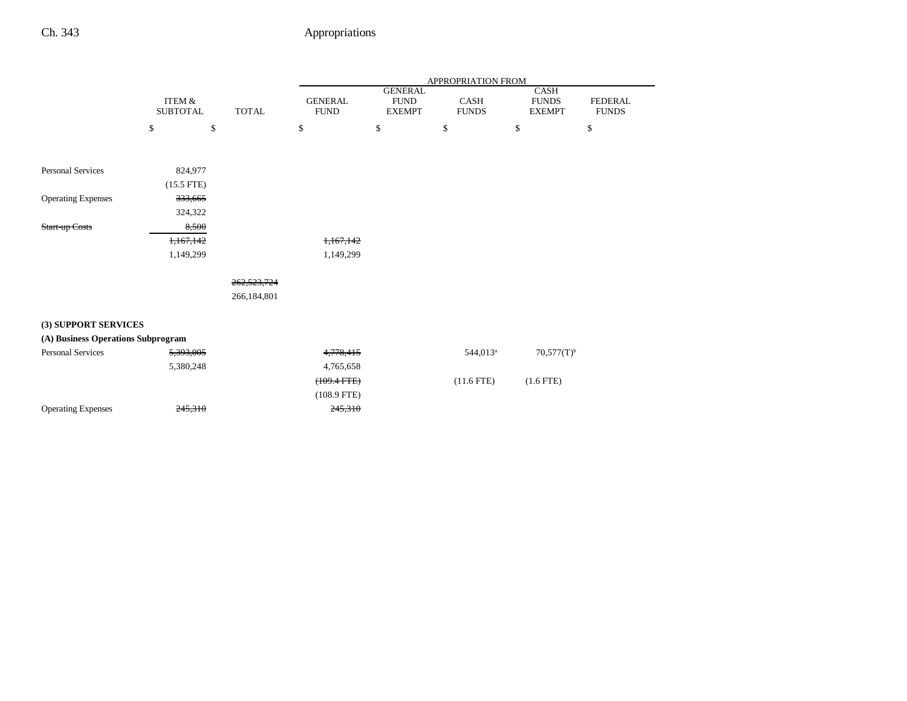| | ITEM & SUBTOTAL | TOTAL | APPROPRIATION FROM GENERAL FUND | GENERAL FUND EXEMPT | CASH FUNDS | CASH FUNDS EXEMPT | FEDERAL FUNDS |
|---|---|---|---|---|---|---|---|
| | $ | $ | $ | $ | $ | $ | $ |
| Personal Services | 824,977 | | | | | | |
| | (15.5 FTE) | | | | | | |
| Operating Expenses | ~~333,665~~ | | | | | | |
| | 324,322 | | | | | | |
| ~~Start-up Costs~~ | ~~8,500~~ | | | | | | |
| | ~~1,167,142~~ | | ~~1,167,142~~ | | | | |
| | 1,149,299 | | 1,149,299 | | | | |
| | | ~~262,523,724~~ | | | | | |
| | | 266,184,801 | | | | | |
| **(3) SUPPORT SERVICES** | | | | | | | |
| **(A) Business Operations Subprogram** | | | | | | | |
| Personal Services | ~~5,393,005~~ | | ~~4,778,415~~ | | 544,013[a] | 70,577(T)[b] | |
| | 5,380,248 | | 4,765,658 | | | | |
| | | | ~~(109.4 FTE)~~ | | (11.6 FTE) | (1.6 FTE) | |
| | | | (108.9 FTE) | | | | |
| Operating Expenses | ~~245,310~~ | | ~~245,310~~ | | | | |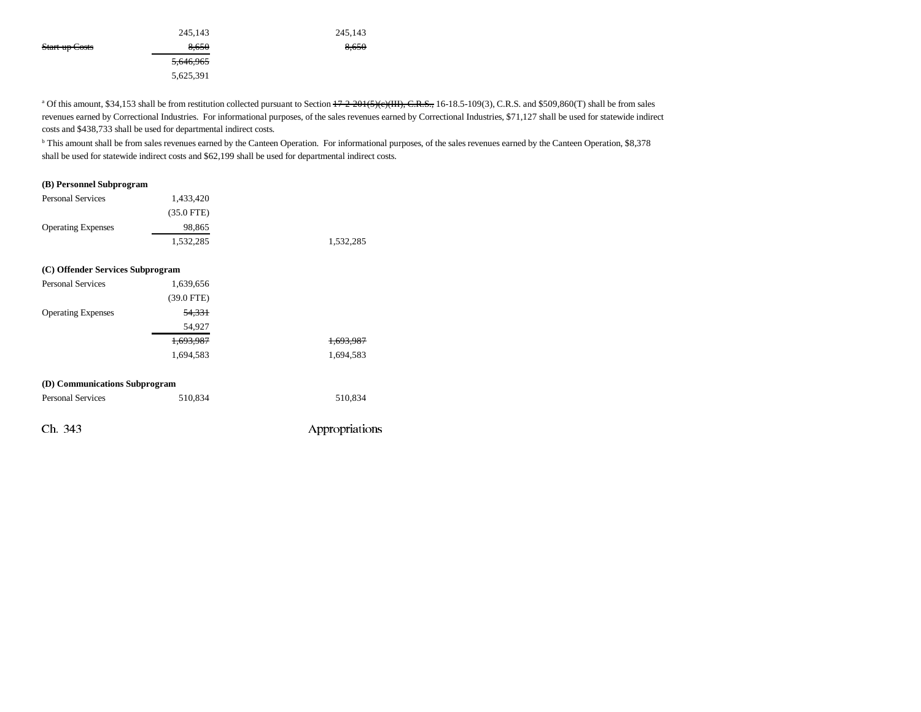| | | |
|---|---|---|
| | 245,143 | 245,143 |
| ~~Start-up Costs~~ | ~~8,650~~ | ~~8,650~~ |
| | ~~5,646,965~~ | |
| | 5,625,391 | |

[a] Of this amount, $34,153 shall be from restitution collected pursuant to Section ~~17-2-201(5)(c)(III), C.R.S.,~~ 16-18.5-109(3), C.R.S. and $509,860(T) shall be from sales revenues earned by Correctional Industries. For informational purposes, of the sales revenues earned by Correctional Industries, $71,127 shall be used for statewide indirect costs and $438,733 shall be used for departmental indirect costs.

[b] This amount shall be from sales revenues earned by the Canteen Operation. For informational purposes, of the sales revenues earned by the Canteen Operation, $8,378 shall be used for statewide indirect costs and $62,199 shall be used for departmental indirect costs.

**(B) Personnel Subprogram**

| | | |
|---|---|---|
| Personal Services | 1,433,420 | |
| | (35.0 FTE) | |
| Operating Expenses | 98,865 | |
| | 1,532,285 | 1,532,285 |

**(C) Offender Services Subprogram**

| | | |
|---|---|---|
| Personal Services | 1,639,656 | |
| | (39.0 FTE) | |
| Operating Expenses | ~~54,331~~ | |
| | 54,927 | |
| | ~~1,693,987~~ | ~~1,693,987~~ |
| | 1,694,583 | 1,694,583 |

**(D) Communications Subprogram**

| | | |
|---|---|---|
| Personal Services | 510,834 | 510,834 |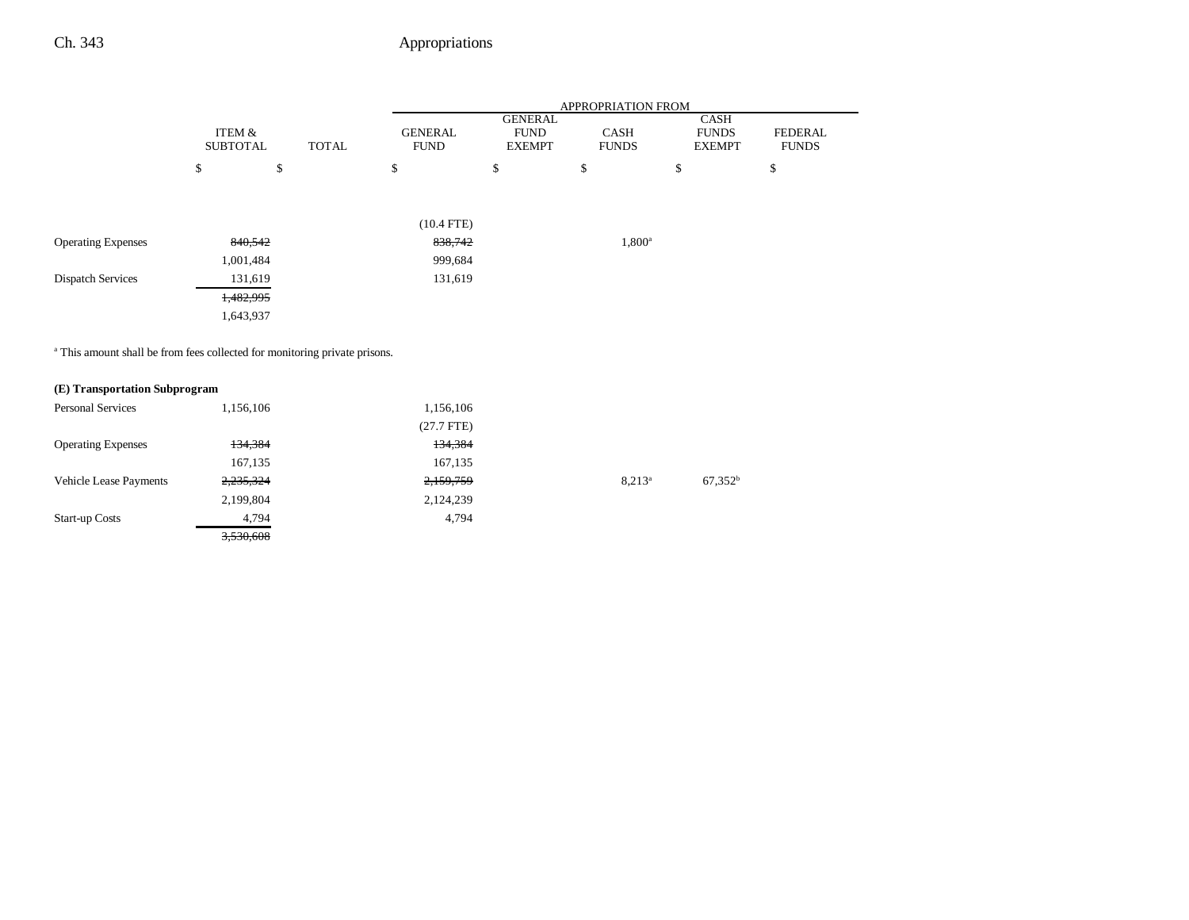| | ITEM & SUBTOTAL | TOTAL | APPROPRIATION FROM GENERAL FUND | GENERAL FUND EXEMPT | CASH FUNDS | CASH FUNDS EXEMPT | FEDERAL FUNDS |
|---|---|---|---|---|---|---|---|
| | $ | $ | $ | $ | $ | $ | $ |
| | | | (10.4 FTE) | | | | |
| Operating Expenses | ~~840,542~~ | | ~~838,742~~ | | 1,800[a] | | |
| | 1,001,484 | | 999,684 | | | | |
| Dispatch Services | 131,619 | | 131,619 | | | | |
| | ~~1,482,995~~ | | | | | | |
| | 1,643,937 | | | | | | |

[a] This amount shall be from fees collected for monitoring private prisons.

**(E) Transportation Subprogram**

| | ITEM & SUBTOTAL | TOTAL | GENERAL FUND | GENERAL FUND EXEMPT | CASH FUNDS | CASH FUNDS EXEMPT | FEDERAL FUNDS |
|---|---|---|---|---|---|---|---|
| Personal Services | 1,156,106 | | 1,156,106 | | | | |
| | | | (27.7 FTE) | | | | |
| Operating Expenses | ~~134,384~~ | | ~~134,384~~ | | | | |
| | 167,135 | | 167,135 | | | | |
| Vehicle Lease Payments | ~~2,235,324~~ | | ~~2,159,759~~ | | 8,213[a] | 67,352[b] | |
| | 2,199,804 | | 2,124,239 | | | | |
| Start-up Costs | 4,794 | | 4,794 | | | | |
| | ~~3,530,608~~ | | | | | | |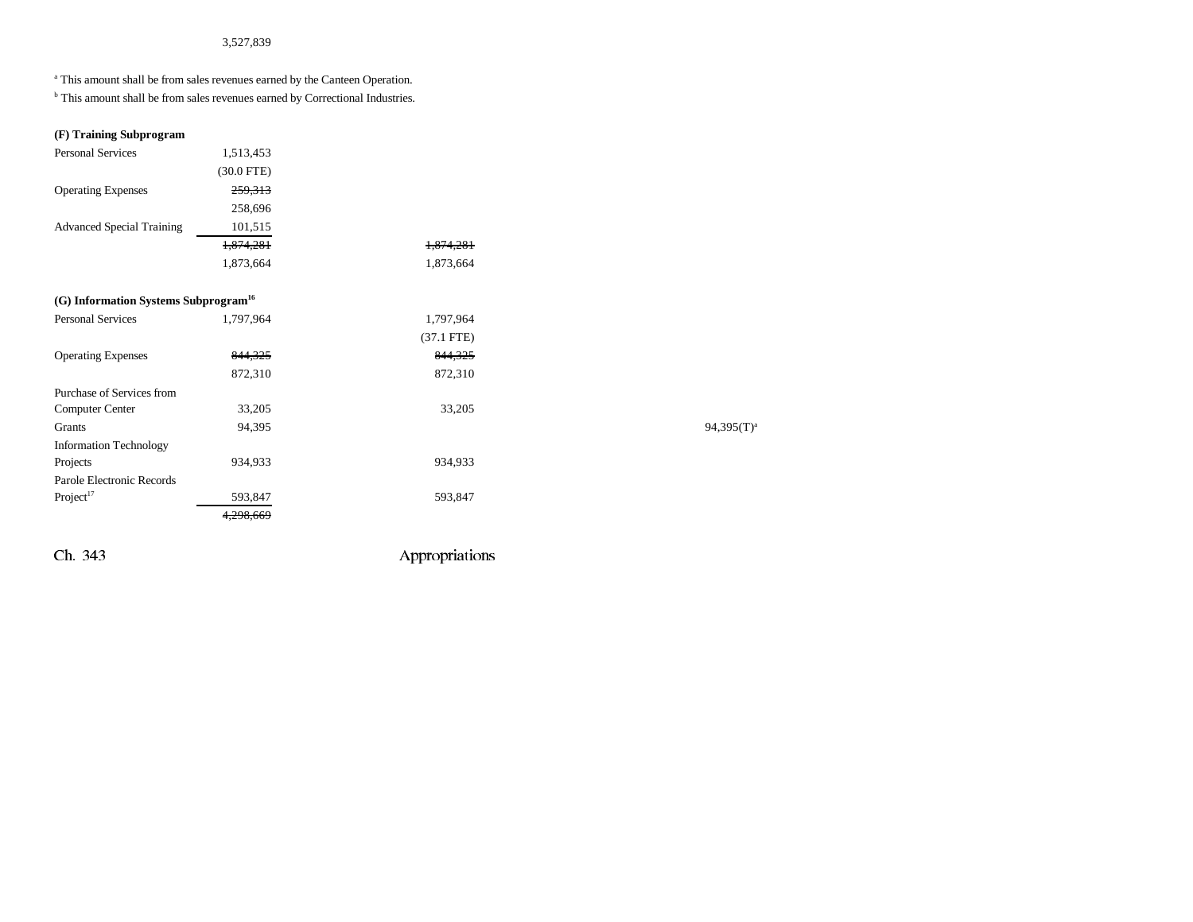3,527,839

[a] This amount shall be from sales revenues earned by the Canteen Operation.
[b] This amount shall be from sales revenues earned by Correctional Industries.

**(F) Training Subprogram**

| | | | |
|---|---|---|---|
| Personal Services | 1,513,453 | | |
| | (30.0 FTE) | | |
| Operating Expenses | ~~259,313~~ | | |
| | 258,696 | | |
| Advanced Special Training | 101,515 | | |
| | ~~1,874,281~~ | ~~1,874,281~~ | |
| | 1,873,664 | 1,873,664 | |

**(G) Information Systems Subprogram[16]**

| | | | |
|---|---|---|---|
| Personal Services | 1,797,964 | 1,797,964 | |
| | | (37.1 FTE) | |
| Operating Expenses | ~~844,325~~ | ~~844,325~~ | |
| | 872,310 | 872,310 | |
| Purchase of Services from Computer Center | 33,205 | 33,205 | |
| Grants | 94,395 | | 94,395(T)[a] |
| Information Technology Projects | 934,933 | 934,933 | |
| Parole Electronic Records Project[17] | 593,847 | 593,847 | |
| | ~~4,298,669~~ | | |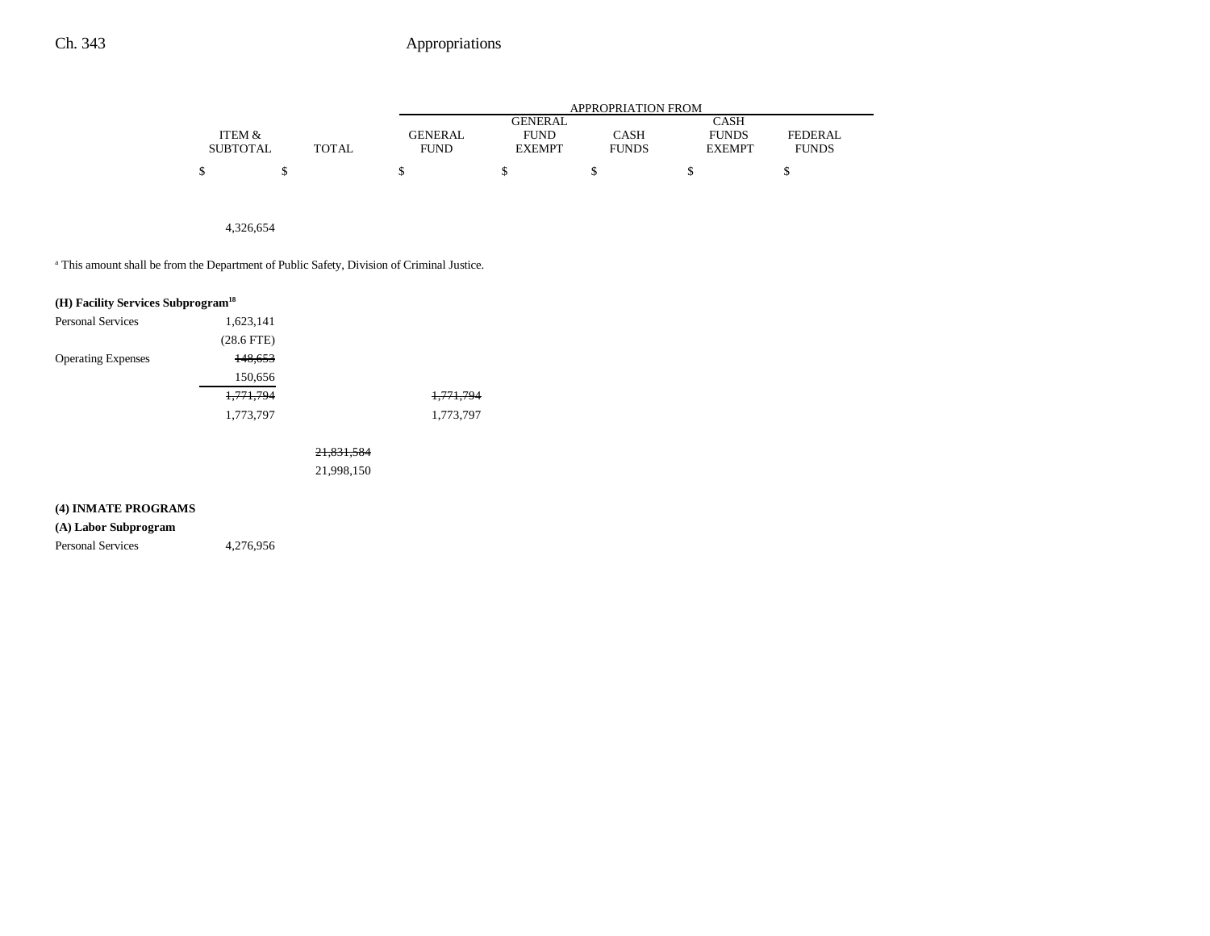| | ITEM & SUBTOTAL | TOTAL | APPROPRIATION FROM GENERAL FUND | GENERAL FUND EXEMPT | CASH FUNDS | CASH FUNDS EXEMPT | FEDERAL FUNDS |
|---|---|---|---|---|---|---|---|
| | $ | $ | $ | $ | $ | $ | $ |
| | 4,326,654 | | | | | | |

[a] This amount shall be from the Department of Public Safety, Division of Criminal Justice.

| | ITEM & SUBTOTAL | TOTAL | GENERAL FUND | GENERAL FUND EXEMPT | CASH FUNDS | CASH FUNDS EXEMPT | FEDERAL FUNDS |
|---|---|---|---|---|---|---|---|
| **(H) Facility Services Subprogram[18]** | | | | | | | |
| Personal Services | 1,623,141 | | | | | | |
| | (28.6 FTE) | | | | | | |
| Operating Expenses | ~~148,653~~ | | | | | | |
| | 150,656 | | | | | | |
| | ~~1,771,794~~ | | ~~1,771,794~~ | | | | |
| | 1,773,797 | | 1,773,797 | | | | |
| | | ~~21,831,584~~ | | | | | |
| | | 21,998,150 | | | | | |
| **(4) INMATE PROGRAMS** | | | | | | | |
| **(A) Labor Subprogram** | | | | | | | |
| Personal Services | 4,276,956 | | | | | | |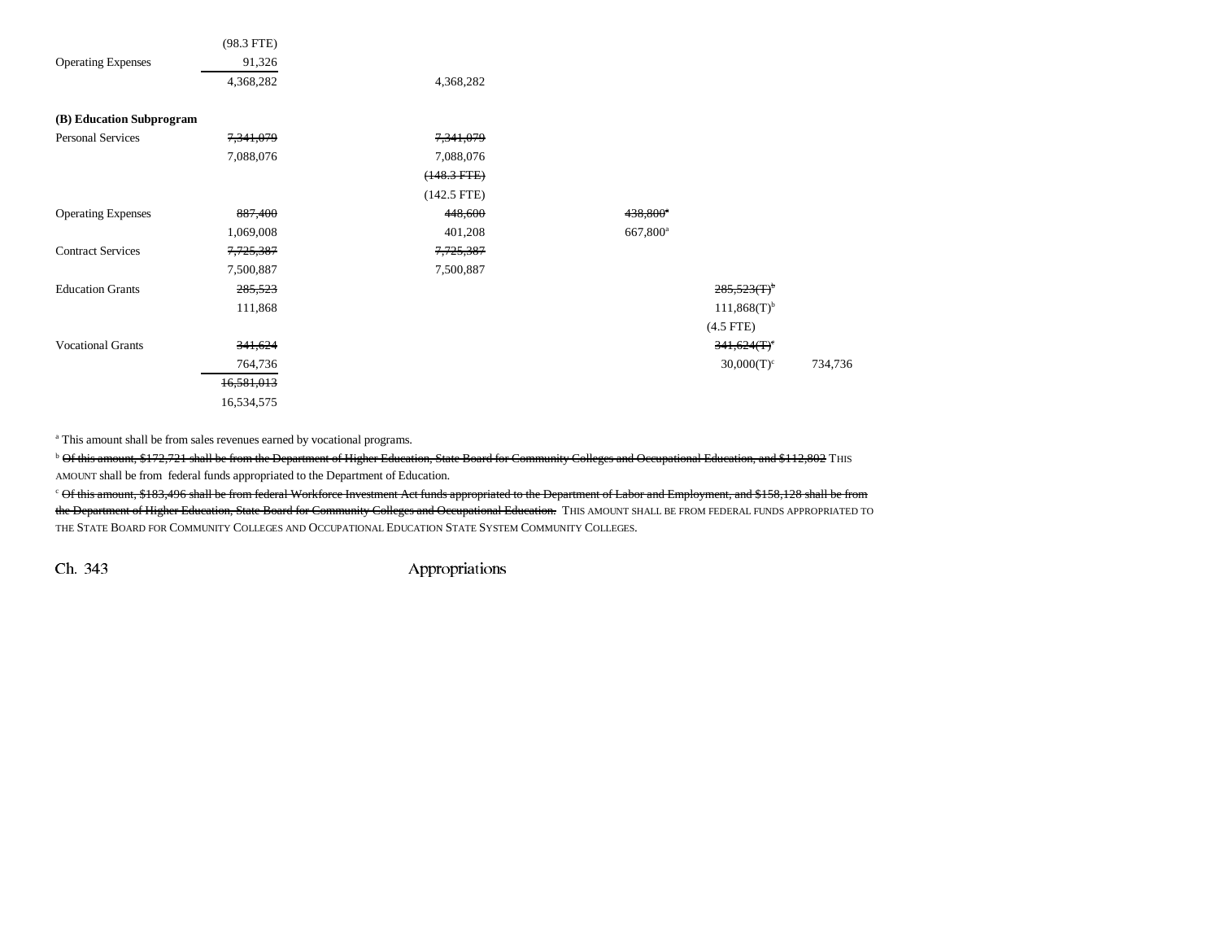| | | | | | |
|---|---|---|---|---|---|
| | (98.3 FTE) | | | | |
| Operating Expenses | 91,326 | | | | |
| | 4,368,282 | 4,368,282 | | | |
| **(B) Education Subprogram** | | | | | |
| Personal Services | ~~7,341,079~~ | ~~7,341,079~~ | | | |
| | 7,088,076 | 7,088,076 | | | |
| | | ~~(148.3 FTE)~~ | | | |
| | | (142.5 FTE) | | | |
| Operating Expenses | ~~887,400~~ | ~~448,600~~ | ~~438,800~~[a] | | |
| | 1,069,008 | 401,208 | 667,800[a] | | |
| Contract Services | ~~7,725,387~~ | ~~7,725,387~~ | | | |
| | 7,500,887 | 7,500,887 | | | |
| Education Grants | ~~285,523~~ | | | ~~285,523(T)~~[b] | |
| | 111,868 | | | 111,868(T)[b] | |
| | | | | (4.5 FTE) | |
| Vocational Grants | ~~341,624~~ | | | ~~341,624(T)~~[c] | |
| | 764,736 | | | 30,000(T)[c] | 734,736 |
| | ~~16,581,013~~ | | | | |
| | 16,534,575 | | | | |

[a] This amount shall be from sales revenues earned by vocational programs.

[b] ~~Of this amount, $172,721 shall be from the Department of Higher Education, State Board for Community Colleges and Occupational Education, and $112,802~~ THIS AMOUNT shall be from federal funds appropriated to the Department of Education.

[c] ~~Of this amount, $183,496 shall be from federal Workforce Investment Act funds appropriated to the Department of Labor and Employment, and $158,128 shall be from the Department of Higher Education, State Board for Community Colleges and Occupational Education.~~ THIS AMOUNT SHALL BE FROM FEDERAL FUNDS APPROPRIATED TO THE STATE BOARD FOR COMMUNITY COLLEGES AND OCCUPATIONAL EDUCATION STATE SYSTEM COMMUNITY COLLEGES.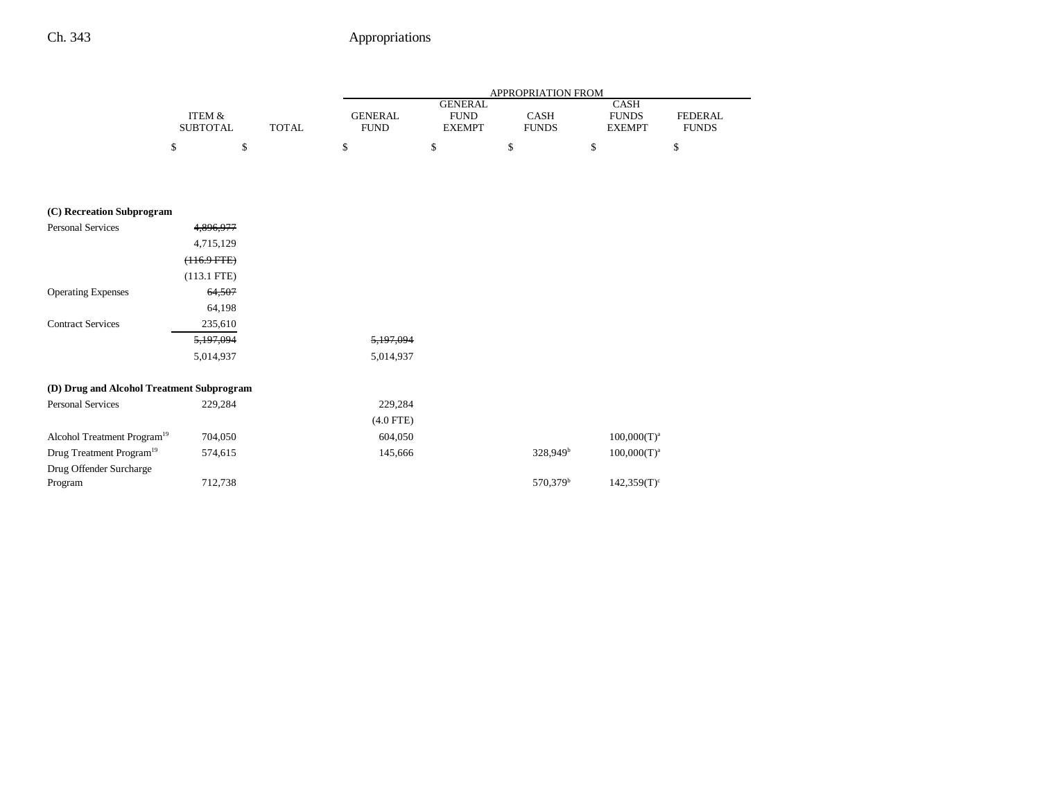| | ITEM & SUBTOTAL | TOTAL | APPROPRIATION FROM GENERAL FUND | GENERAL FUND EXEMPT | CASH FUNDS | CASH FUNDS EXEMPT | FEDERAL FUNDS |
|---|---|---|---|---|---|---|---|
| | $ | $ | $ | $ | $ | $ | $ |
| **(C) Recreation Subprogram** | | | | | | | |
| Personal Services | ~~4,896,977~~ | | | | | | |
| | 4,715,129 | | | | | | |
| | ~~(116.9 FTE)~~ | | | | | | |
| | (113.1 FTE) | | | | | | |
| Operating Expenses | ~~64,507~~ | | | | | | |
| | 64,198 | | | | | | |
| Contract Services | 235,610 | | | | | | |
| | ~~5,197,094~~ | | ~~5,197,094~~ | | | | |
| | 5,014,937 | | 5,014,937 | | | | |
| **(D) Drug and Alcohol Treatment Subprogram** | | | | | | | |
| Personal Services | 229,284 | | 229,284 | | | | |
| | | | (4.0 FTE) | | | | |
| Alcohol Treatment Program[19] | 704,050 | | 604,050 | | | 100,000(T)[a] | |
| Drug Treatment Program[19] | 574,615 | | 145,666 | | 328,949[b] | 100,000(T)[a] | |
| Drug Offender Surcharge Program | 712,738 | | | | 570,379[b] | 142,359(T)[c] | |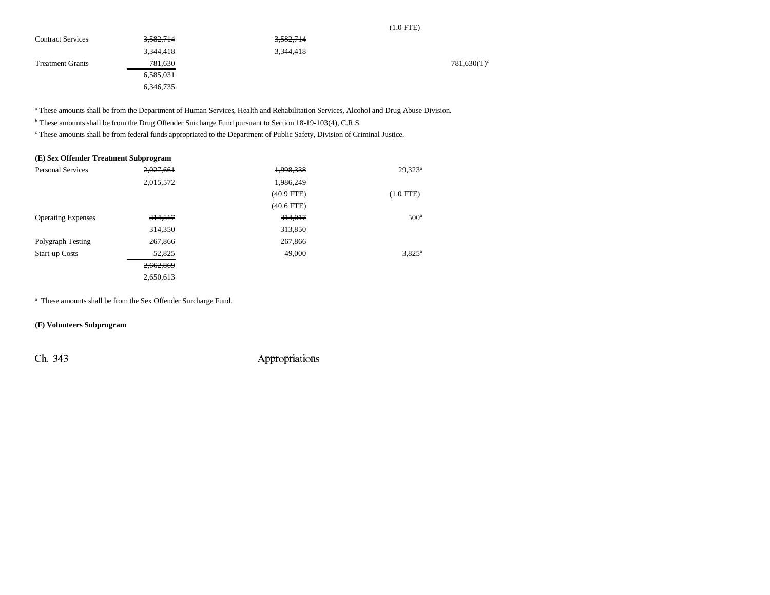| | | | | |
|---|---|---|---|---|
| | | | (1.0 FTE) | |
| Contract Services | ~~3,582,714~~ | ~~3,582,714~~ | | |
| | 3,344,418 | 3,344,418 | | |
| Treatment Grants | 781,630 | | | 781,630(T)[c] |
| | ~~6,585,031~~ | | | |
| | 6,346,735 | | | |

[a] These amounts shall be from the Department of Human Services, Health and Rehabilitation Services, Alcohol and Drug Abuse Division.

[b] These amounts shall be from the Drug Offender Surcharge Fund pursuant to Section 18-19-103(4), C.R.S.

[c] These amounts shall be from federal funds appropriated to the Department of Public Safety, Division of Criminal Justice.

**(E) Sex Offender Treatment Subprogram**

| | | | |
|---|---|---|---|
| Personal Services | ~~2,027,661~~ | ~~1,998,338~~ | 29,323[a] |
| | 2,015,572 | 1,986,249 | |
| | | ~~(40.9 FTE)~~ | (1.0 FTE) |
| | | (40.6 FTE) | |
| Operating Expenses | ~~314,517~~ | ~~314,017~~ | 500[a] |
| | 314,350 | 313,850 | |
| Polygraph Testing | 267,866 | 267,866 | |
| Start-up Costs | 52,825 | 49,000 | 3,825[a] |
| | ~~2,662,869~~ | | |
| | 2,650,613 | | |

[a] These amounts shall be from the Sex Offender Surcharge Fund.

**(F) Volunteers Subprogram**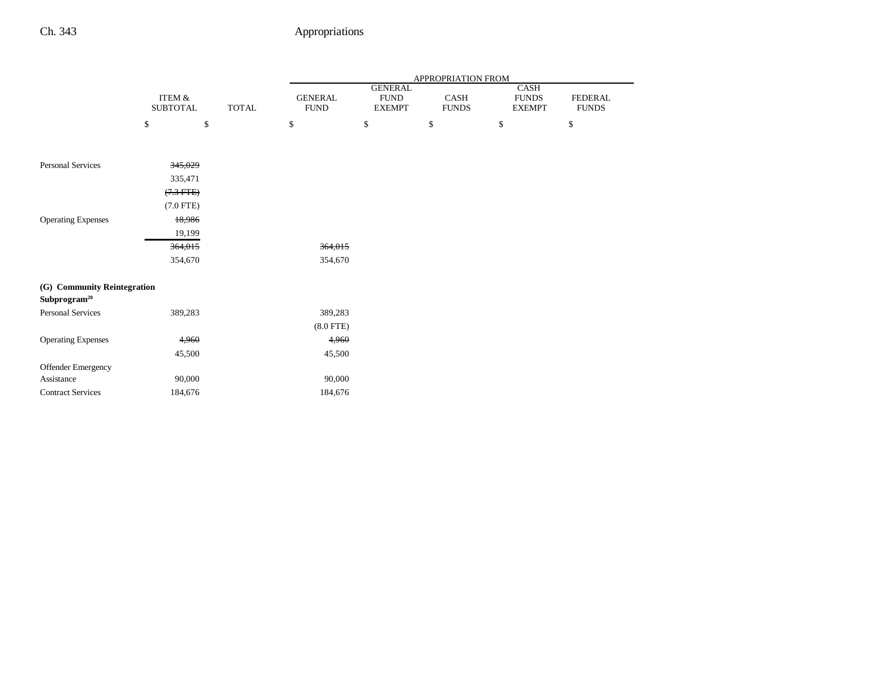| | ITEM & SUBTOTAL | TOTAL | GENERAL FUND | GENERAL FUND EXEMPT | CASH FUNDS | CASH FUNDS EXEMPT | FEDERAL FUNDS |
|---|---|---|---|---|---|---|---|
| | $ | $ | $ | $ | $ | $ | $ |
| Personal Services | ~~345,029~~ | | | | | | |
| | 335,471 | | | | | | |
| | ~~(7.3 FTE)~~ | | | | | | |
| | (7.0 FTE) | | | | | | |
| Operating Expenses | ~~18,986~~ | | | | | | |
| | 19,199 | | | | | | |
| | ~~364,015~~ | | ~~364,015~~ | | | | |
| | 354,670 | | 354,670 | | | | |
| **(G) Community Reintegration Subprogram**[20] | | | | | | | |
| Personal Services | 389,283 | | 389,283 | | | | |
| | | | (8.0 FTE) | | | | |
| Operating Expenses | ~~4,960~~ | | ~~4,960~~ | | | | |
| | 45,500 | | 45,500 | | | | |
| Offender Emergency Assistance | 90,000 | | 90,000 | | | | |
| Contract Services | 184,676 | | 184,676 | | | | |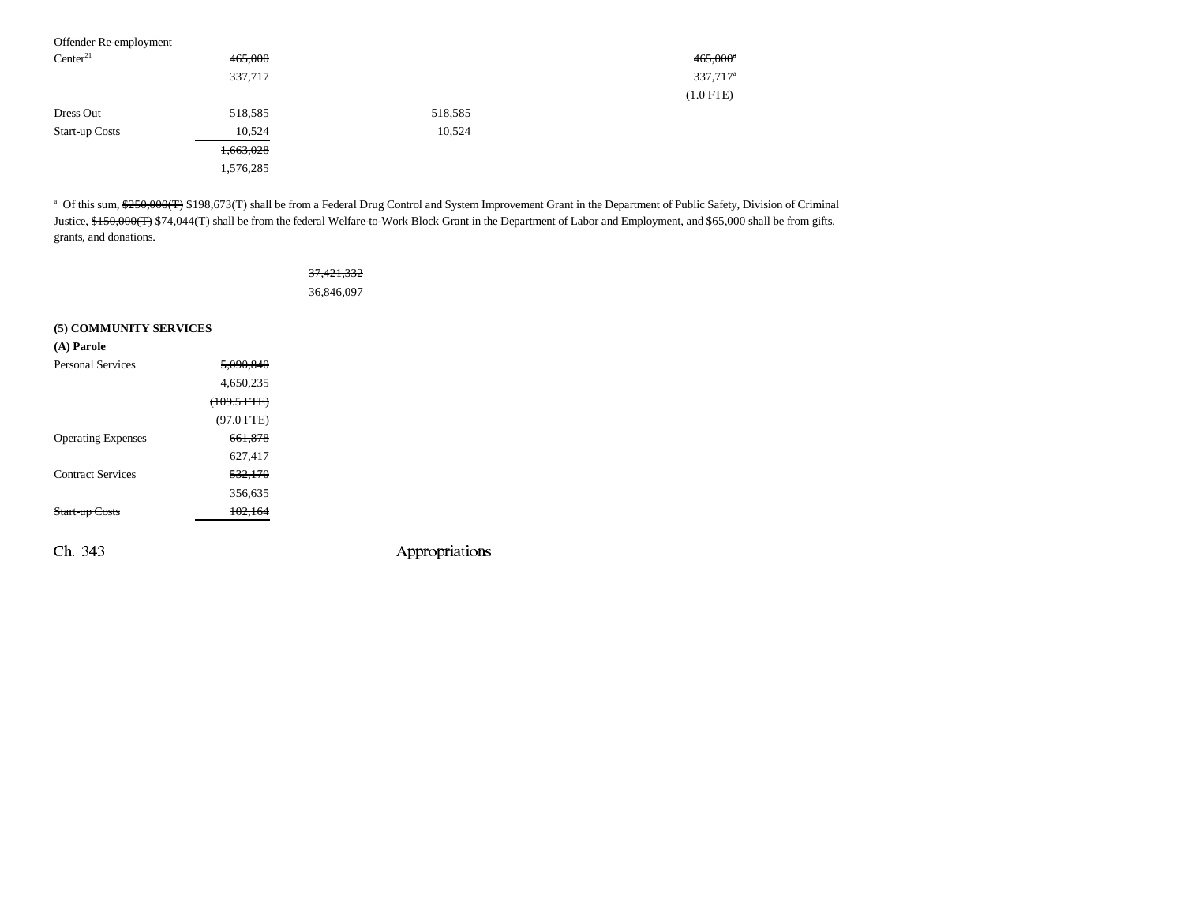| | | | | | |
|---|---|---|---|---|---|
| Offender Re-employment Center[21] | ~~465,000~~ 337,717 | | | ~~465,000~~[a] 337,717[a] (1.0 FTE) | |
| Dress Out | 518,585 | | 518,585 | | |
| Start-up Costs | 10,524 | | 10,524 | | |
| | ~~1,663,028~~ 1,576,285 | | | | |

[a] Of this sum, ~~$250,000(T)~~ $198,673(T) shall be from a Federal Drug Control and System Improvement Grant in the Department of Public Safety, Division of Criminal Justice, ~~$150,000(T)~~ $74,044(T) shall be from the federal Welfare-to-Work Block Grant in the Department of Labor and Employment, and $65,000 shall be from gifts, grants, and donations.

| | | |
|---|---|---|
| | | ~~37,421,332~~ 36,846,097 |

**(5) COMMUNITY SERVICES**

**(A) Parole**

| | |
|---|---|
| Personal Services | ~~5,090,840~~ 4,650,235 ~~(109.5 FTE)~~ (97.0 FTE) |
| Operating Expenses | ~~661,878~~ 627,417 |
| Contract Services | ~~532,170~~ 356,635 |
| ~~Start-up Costs~~ | ~~102,164~~ |

Ch. 343 Appropriations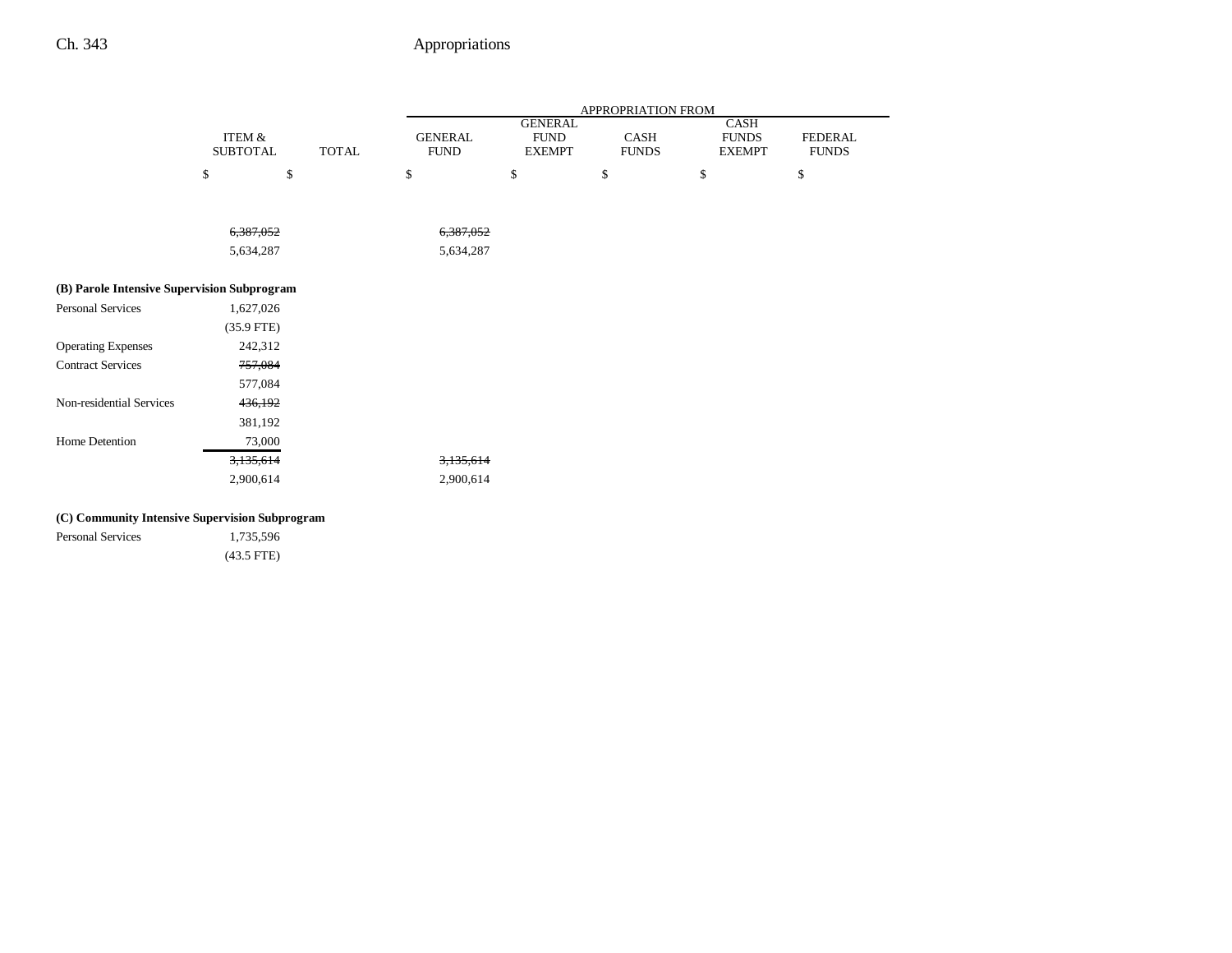| | ITEM & SUBTOTAL | TOTAL | APPROPRIATION FROM GENERAL FUND | GENERAL FUND EXEMPT | CASH FUNDS | CASH FUNDS EXEMPT | FEDERAL FUNDS |
|---|---|---|---|---|---|---|---|
| | $ | $ | $ | $ | $ | $ | $ |
| | ~~6,387,052~~ | | ~~6,387,052~~ | | | | |
| | 5,634,287 | | 5,634,287 | | | | |
| **(B) Parole Intensive Supervision Subprogram** | | | | | | | |
| Personal Services | 1,627,026 | | | | | | |
| | (35.9 FTE) | | | | | | |
| Operating Expenses | 242,312 | | | | | | |
| Contract Services | ~~757,084~~ | | | | | | |
| | 577,084 | | | | | | |
| Non-residential Services | ~~436,192~~ | | | | | | |
| | 381,192 | | | | | | |
| Home Detention | 73,000 | | | | | | |
| | ~~3,135,614~~ | | ~~3,135,614~~ | | | | |
| | 2,900,614 | | 2,900,614 | | | | |
| **(C) Community Intensive Supervision Subprogram** | | | | | | | |
| Personal Services | 1,735,596 | | | | | | |
| | (43.5 FTE) | | | | | | |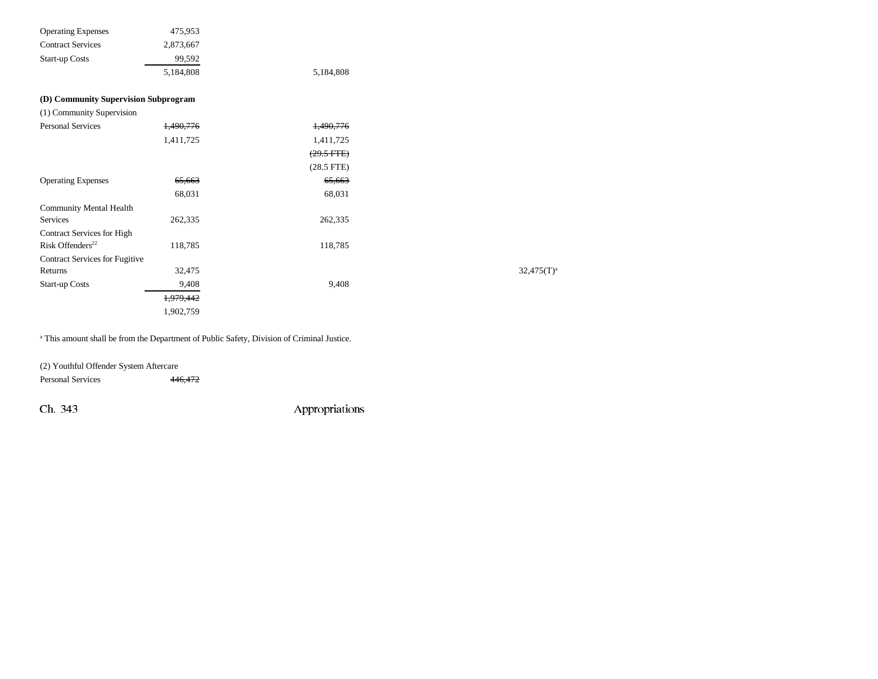| | | | | | | |
|---|---|---|---|---|---|---|
| Operating Expenses | 475,953 | | | | | |
| Contract Services | 2,873,667 | | | | | |
| Start-up Costs | 99,592 | | | | | |
| | 5,184,808 | 5,184,808 | | | | |

**(D) Community Supervision Subprogram**

(1) Community Supervision

| | | | | | | |
|---|---|---|---|---|---|---|
| Personal Services | ~~1,490,776~~ | ~~1,490,776~~ | | | | |
| | 1,411,725 | 1,411,725 | | | | |
| | | ~~(29.5 FTE)~~ | | | | |
| | | (28.5 FTE) | | | | |
| Operating Expenses | ~~65,663~~ | ~~65,663~~ | | | | |
| | 68,031 | 68,031 | | | | |
| Community Mental Health Services | 262,335 | 262,335 | | | | |
| Contract Services for High Risk Offenders[22] | 118,785 | 118,785 | | | | |
| Contract Services for Fugitive Returns | 32,475 | | | | 32,475(T)[a] | |
| Start-up Costs | 9,408 | 9,408 | | | | |
| | ~~1,979,442~~ | | | | | |
| | 1,902,759 | | | | | |

[a] This amount shall be from the Department of Public Safety, Division of Criminal Justice.

(2) Youthful Offender System Aftercare

| | | | | | | |
|---|---|---|---|---|---|---|
| Personal Services | ~~446,472~~ | | | | | |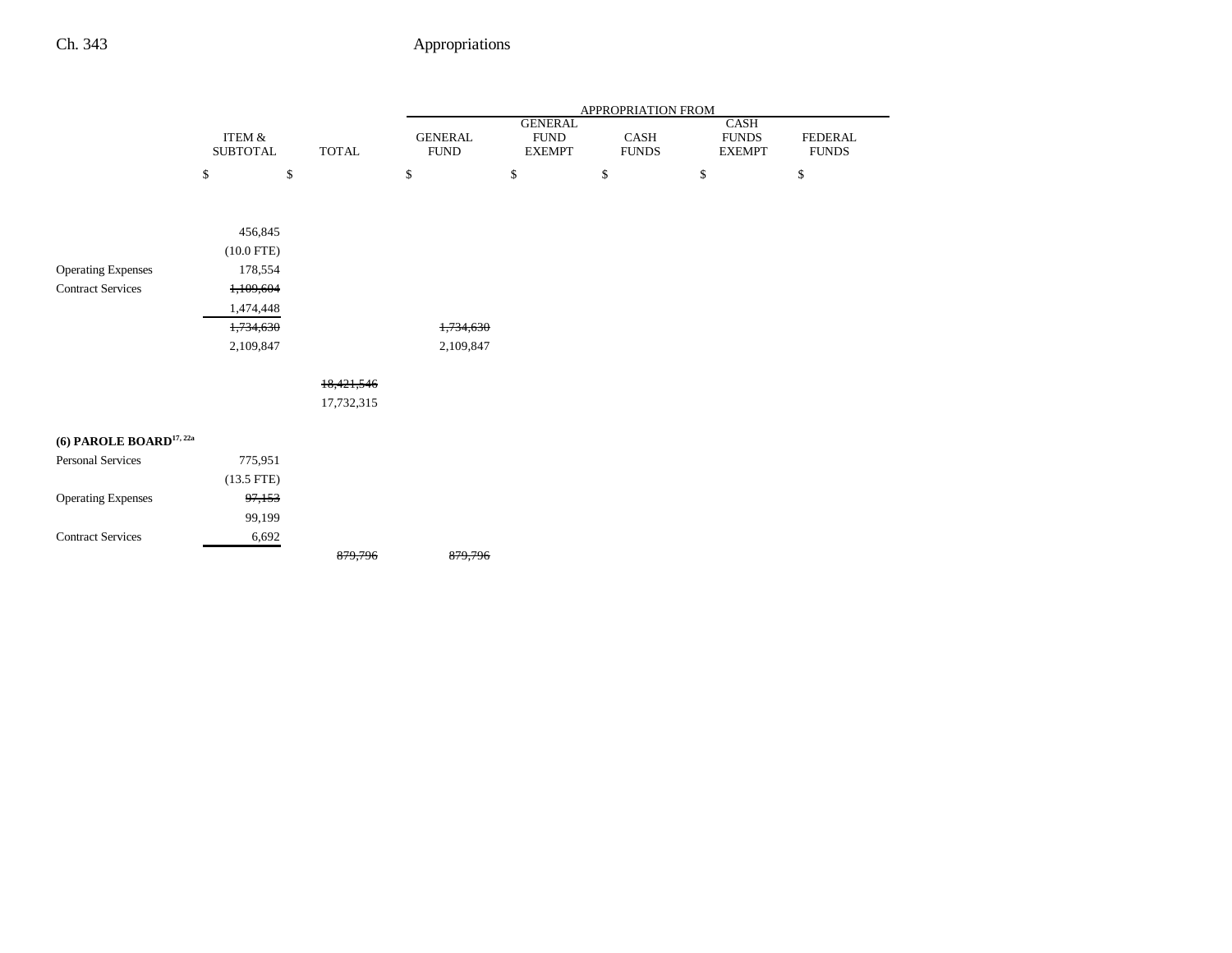| | ITEM & SUBTOTAL | TOTAL | APPROPRIATION FROM GENERAL FUND | GENERAL FUND EXEMPT | CASH FUNDS | CASH FUNDS EXEMPT | FEDERAL FUNDS |
|---|---|---|---|---|---|---|---|
| | $ | $ | $ | $ | $ | $ | $ |
| | 456,845 | | | | | | |
| | (10.0 FTE) | | | | | | |
| Operating Expenses | 178,554 | | | | | | |
| Contract Services | ~~1,109,604~~ | | | | | | |
| | 1,474,448 | | | | | | |
| | ~~1,734,630~~ | | ~~1,734,630~~ | | | | |
| | 2,109,847 | | 2,109,847 | | | | |
| | | ~~18,421,546~~ | | | | | |
| | | 17,732,315 | | | | | |
| **(6) PAROLE BOARD**[17, 22a] | | | | | | | |
| Personal Services | 775,951 | | | | | | |
| | (13.5 FTE) | | | | | | |
| Operating Expenses | ~~97,153~~ | | | | | | |
| | 99,199 | | | | | | |
| Contract Services | 6,692 | | | | | | |
| | | ~~879,796~~ | ~~879,796~~ | | | | |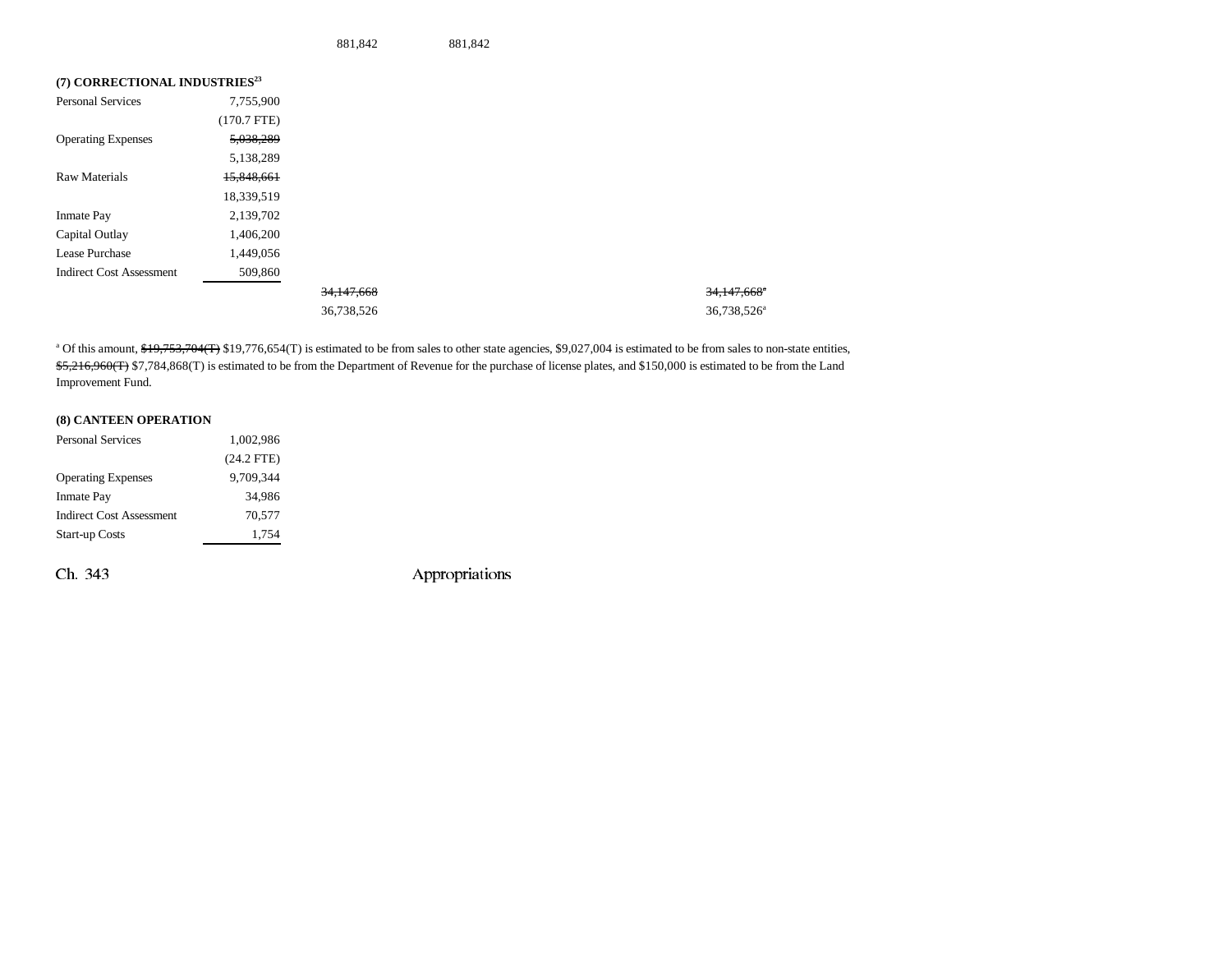881,842 881,842

**(7) CORRECTIONAL INDUSTRIES**[23]

| | | | | |
|---|---|---|---|---|
| Personal Services | 7,755,900 | | | |
| | (170.7 FTE) | | | |
| Operating Expenses | ~~5,038,289~~ | | | |
| | 5,138,289 | | | |
| Raw Materials | ~~15,848,661~~ | | | |
| | 18,339,519 | | | |
| Inmate Pay | 2,139,702 | | | |
| Capital Outlay | 1,406,200 | | | |
| Lease Purchase | 1,449,056 | | | |
| Indirect Cost Assessment | 509,860 | | | |
| | | ~~34,147,668~~ | | ~~34,147,668~~[a] |
| | | 36,738,526 | | 36,738,526[a] |

[a] Of this amount, ~~$19,753,704(T)~~ $19,776,654(T) is estimated to be from sales to other state agencies, $9,027,004 is estimated to be from sales to non-state entities, ~~$5,216,960(T)~~ $7,784,868(T) is estimated to be from the Department of Revenue for the purchase of license plates, and $150,000 is estimated to be from the Land Improvement Fund.

**(8) CANTEEN OPERATION**

| | |
|---|---|
| Personal Services | 1,002,986 |
| | (24.2 FTE) |
| Operating Expenses | 9,709,344 |
| Inmate Pay | 34,986 |
| Indirect Cost Assessment | 70,577 |
| Start-up Costs | 1,754 |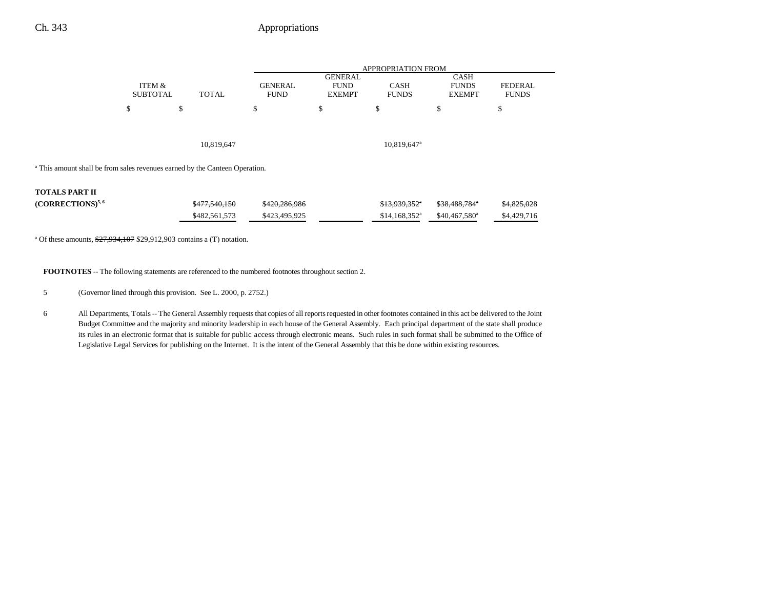| | ITEM & SUBTOTAL | TOTAL | GENERAL FUND | GENERAL FUND EXEMPT | CASH FUNDS | CASH FUNDS EXEMPT | FEDERAL FUNDS |
|---|---|---|---|---|---|---|---|
| | | | APPROPRIATION FROM | | | | |
| | $ | $ | $ | $ | $ | $ | $ |
| | | 10,819,647 | | | 10,819,647[a] | | |

[a] This amount shall be from sales revenues earned by the Canteen Operation.

| | ITEM & SUBTOTAL | TOTAL | GENERAL FUND | GENERAL FUND EXEMPT | CASH FUNDS | CASH FUNDS EXEMPT | FEDERAL FUNDS |
|---|---|---|---|---|---|---|---|
| **TOTALS PART II (CORRECTIONS)**[5, 6] | | ~~$477,540,150~~ | ~~$420,286,986~~ | | ~~$13,939,352~~[a] | ~~$38,488,784~~[a] | ~~$4,825,028~~ |
| | | $482,561,573 | $423,495,925 | | $14,168,352[a] | $40,467,580[a] | $4,429,716 |

[a] Of these amounts, ~~$27,934,107~~ $29,912,903 contains a (T) notation.

**FOOTNOTES** -- The following statements are referenced to the numbered footnotes throughout section 2.

5 (Governor lined through this provision. See L. 2000, p. 2752.)

6 All Departments, Totals -- The General Assembly requests that copies of all reports requested in other footnotes contained in this act be delivered to the Joint Budget Committee and the majority and minority leadership in each house of the General Assembly. Each principal department of the state shall produce its rules in an electronic format that is suitable for public access through electronic means. Such rules in such format shall be submitted to the Office of Legislative Legal Services for publishing on the Internet. It is the intent of the General Assembly that this be done within existing resources.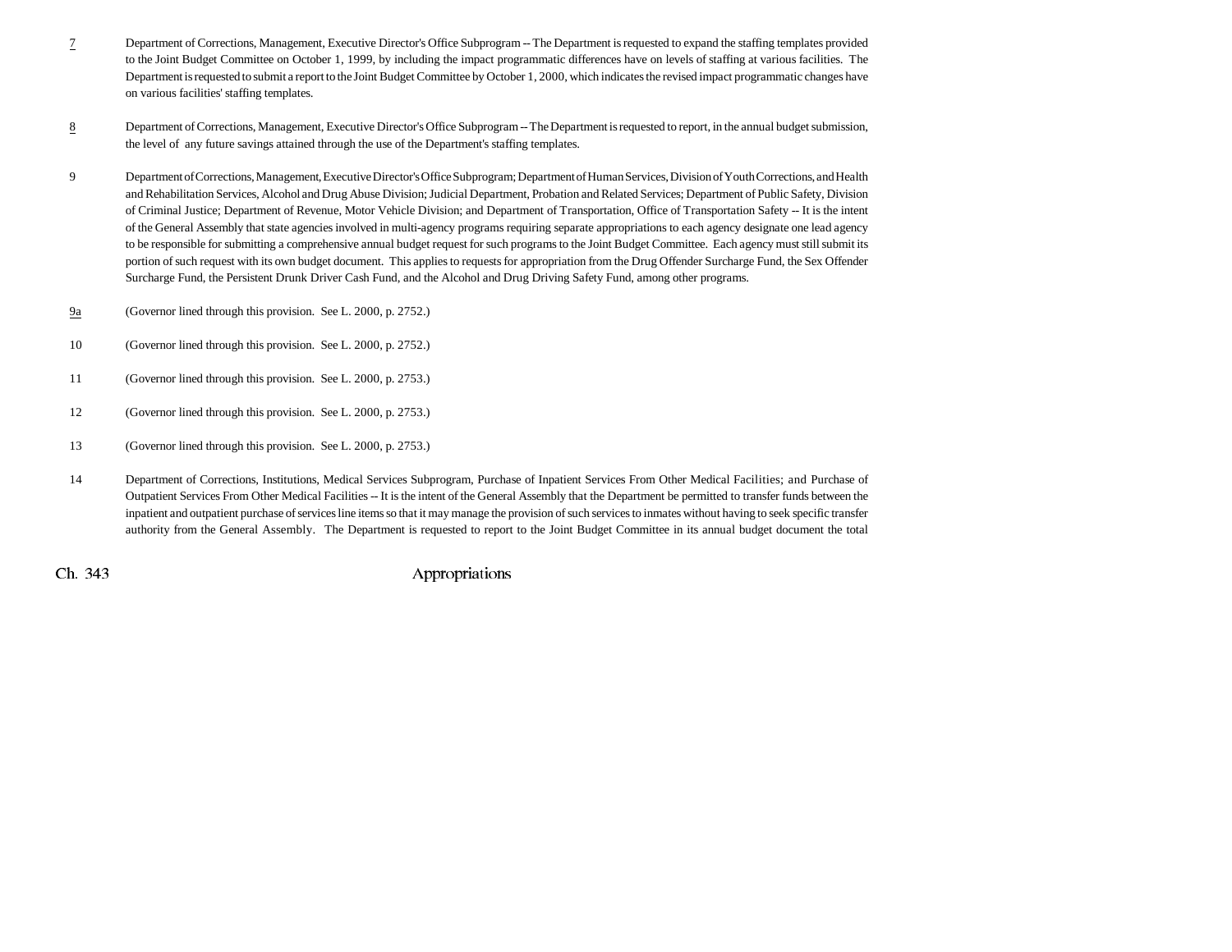<u>7</u> Department of Corrections, Management, Executive Director's Office Subprogram -- The Department is requested to expand the staffing templates provided to the Joint Budget Committee on October 1, 1999, by including the impact programmatic differences have on levels of staffing at various facilities. The Department is requested to submit a report to the Joint Budget Committee by October 1, 2000, which indicates the revised impact programmatic changes have on various facilities' staffing templates.

<u>8</u> Department of Corrections, Management, Executive Director's Office Subprogram -- The Department is requested to report, in the annual budget submission, the level of any future savings attained through the use of the Department's staffing templates.

9 Department of Corrections, Management, Executive Director's Office Subprogram; Department of Human Services, Division of Youth Corrections, and Health and Rehabilitation Services, Alcohol and Drug Abuse Division; Judicial Department, Probation and Related Services; Department of Public Safety, Division of Criminal Justice; Department of Revenue, Motor Vehicle Division; and Department of Transportation, Office of Transportation Safety -- It is the intent of the General Assembly that state agencies involved in multi-agency programs requiring separate appropriations to each agency designate one lead agency to be responsible for submitting a comprehensive annual budget request for such programs to the Joint Budget Committee. Each agency must still submit its portion of such request with its own budget document. This applies to requests for appropriation from the Drug Offender Surcharge Fund, the Sex Offender Surcharge Fund, the Persistent Drunk Driver Cash Fund, and the Alcohol and Drug Driving Safety Fund, among other programs.

<u>9a</u> (Governor lined through this provision. See L. 2000, p. 2752.)

10 (Governor lined through this provision. See L. 2000, p. 2752.)

11 (Governor lined through this provision. See L. 2000, p. 2753.)

12 (Governor lined through this provision. See L. 2000, p. 2753.)

13 (Governor lined through this provision. See L. 2000, p. 2753.)

14 Department of Corrections, Institutions, Medical Services Subprogram, Purchase of Inpatient Services From Other Medical Facilities; and Purchase of Outpatient Services From Other Medical Facilities -- It is the intent of the General Assembly that the Department be permitted to transfer funds between the inpatient and outpatient purchase of services line items so that it may manage the provision of such services to inmates without having to seek specific transfer authority from the General Assembly. The Department is requested to report to the Joint Budget Committee in its annual budget document the total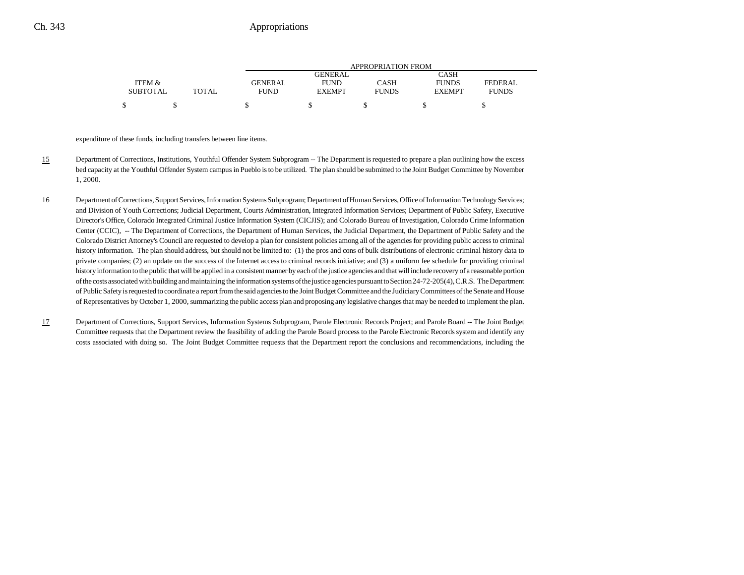| ITEM & SUBTOTAL | TOTAL | APPROPRIATION FROM GENERAL FUND | GENERAL FUND EXEMPT | CASH FUNDS | CASH FUNDS EXEMPT | FEDERAL FUNDS |
|---|---|---|---|---|---|---|
| $ | $ | $ | $ | $ | $ | $ |

expenditure of these funds, including transfers between line items.

15 Department of Corrections, Institutions, Youthful Offender System Subprogram -- The Department is requested to prepare a plan outlining how the excess bed capacity at the Youthful Offender System campus in Pueblo is to be utilized. The plan should be submitted to the Joint Budget Committee by November 1, 2000.

16 Department of Corrections, Support Services, Information Systems Subprogram; Department of Human Services, Office of Information Technology Services; and Division of Youth Corrections; Judicial Department, Courts Administration, Integrated Information Services; Department of Public Safety, Executive Director's Office, Colorado Integrated Criminal Justice Information System (CICJIS); and Colorado Bureau of Investigation, Colorado Crime Information Center (CCIC), -- The Department of Corrections, the Department of Human Services, the Judicial Department, the Department of Public Safety and the Colorado District Attorney's Council are requested to develop a plan for consistent policies among all of the agencies for providing public access to criminal history information. The plan should address, but should not be limited to: (1) the pros and cons of bulk distributions of electronic criminal history data to private companies; (2) an update on the success of the Internet access to criminal records initiative; and (3) a uniform fee schedule for providing criminal history information to the public that will be applied in a consistent manner by each of the justice agencies and that will include recovery of a reasonable portion of the costs associated with building and maintaining the information systems of the justice agencies pursuant to Section 24-72-205(4), C.R.S. The Department of Public Safety is requested to coordinate a report from the said agencies to the Joint Budget Committee and the Judiciary Committees of the Senate and House of Representatives by October 1, 2000, summarizing the public access plan and proposing any legislative changes that may be needed to implement the plan.

17 Department of Corrections, Support Services, Information Systems Subprogram, Parole Electronic Records Project; and Parole Board -- The Joint Budget Committee requests that the Department review the feasibility of adding the Parole Board process to the Parole Electronic Records system and identify any costs associated with doing so. The Joint Budget Committee requests that the Department report the conclusions and recommendations, including the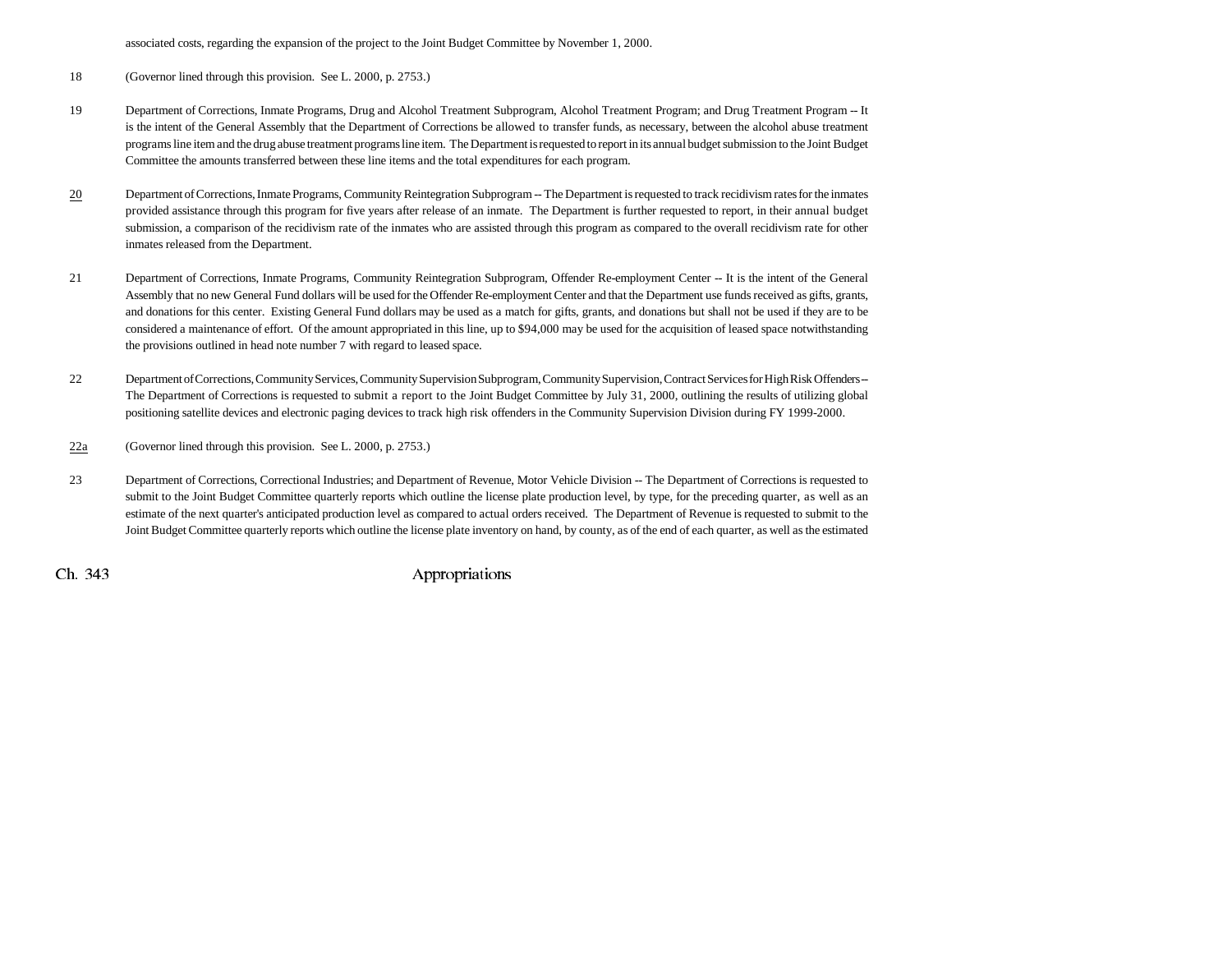associated costs, regarding the expansion of the project to the Joint Budget Committee by November 1, 2000.

18 (Governor lined through this provision. See L. 2000, p. 2753.)

19 Department of Corrections, Inmate Programs, Drug and Alcohol Treatment Subprogram, Alcohol Treatment Program; and Drug Treatment Program -- It is the intent of the General Assembly that the Department of Corrections be allowed to transfer funds, as necessary, between the alcohol abuse treatment programs line item and the drug abuse treatment programs line item. The Department is requested to report in its annual budget submission to the Joint Budget Committee the amounts transferred between these line items and the total expenditures for each program.

20 Department of Corrections, Inmate Programs, Community Reintegration Subprogram -- The Department is requested to track recidivism rates for the inmates provided assistance through this program for five years after release of an inmate. The Department is further requested to report, in their annual budget submission, a comparison of the recidivism rate of the inmates who are assisted through this program as compared to the overall recidivism rate for other inmates released from the Department.

21 Department of Corrections, Inmate Programs, Community Reintegration Subprogram, Offender Re-employment Center -- It is the intent of the General Assembly that no new General Fund dollars will be used for the Offender Re-employment Center and that the Department use funds received as gifts, grants, and donations for this center. Existing General Fund dollars may be used as a match for gifts, grants, and donations but shall not be used if they are to be considered a maintenance of effort. Of the amount appropriated in this line, up to $94,000 may be used for the acquisition of leased space notwithstanding the provisions outlined in head note number 7 with regard to leased space.

22 Department of Corrections, Community Services, Community Supervision Subprogram, Community Supervision, Contract Services for High Risk Offenders -- The Department of Corrections is requested to submit a report to the Joint Budget Committee by July 31, 2000, outlining the results of utilizing global positioning satellite devices and electronic paging devices to track high risk offenders in the Community Supervision Division during FY 1999-2000.

22a (Governor lined through this provision. See L. 2000, p. 2753.)

23 Department of Corrections, Correctional Industries; and Department of Revenue, Motor Vehicle Division -- The Department of Corrections is requested to submit to the Joint Budget Committee quarterly reports which outline the license plate production level, by type, for the preceding quarter, as well as an estimate of the next quarter's anticipated production level as compared to actual orders received. The Department of Revenue is requested to submit to the Joint Budget Committee quarterly reports which outline the license plate inventory on hand, by county, as of the end of each quarter, as well as the estimated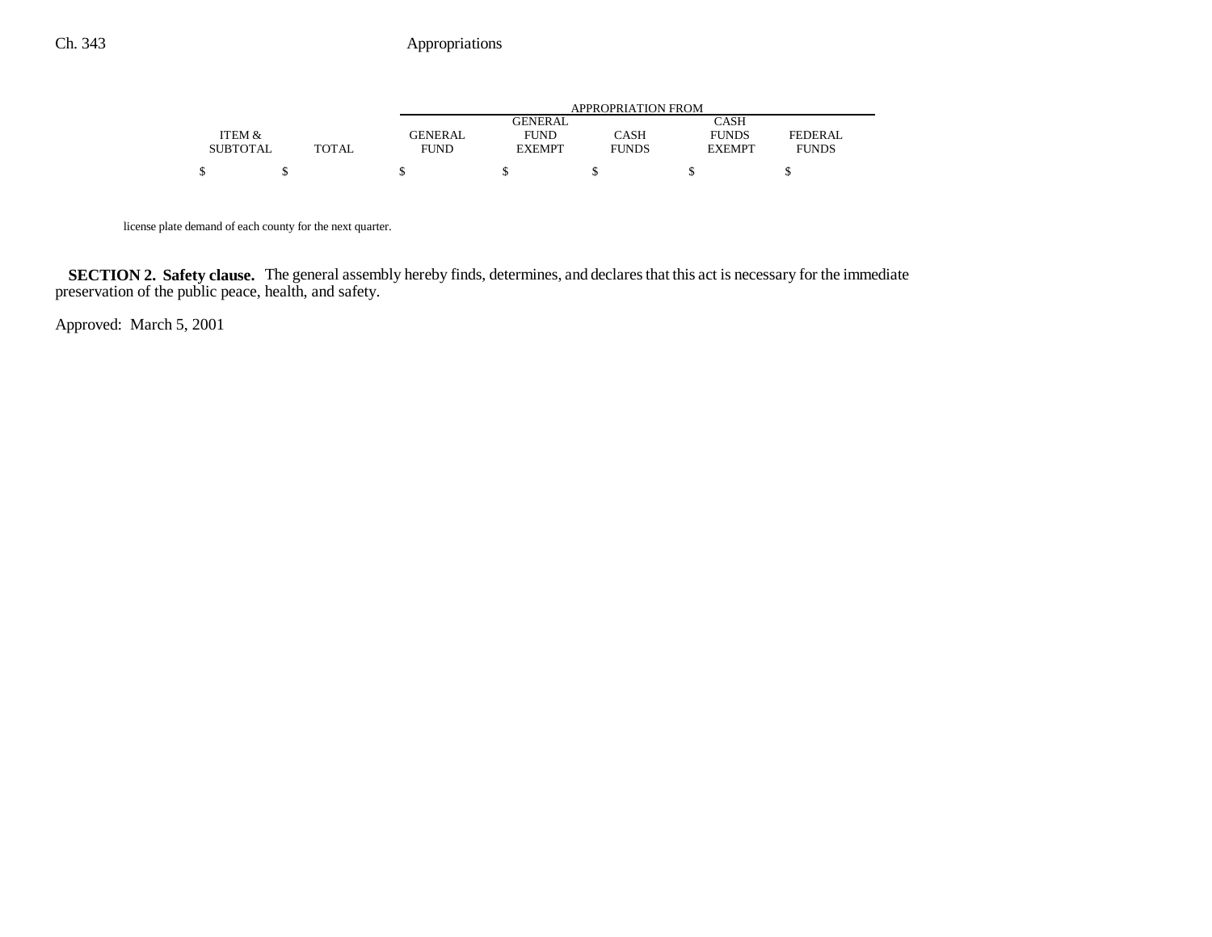| ITEM & SUBTOTAL | TOTAL | GENERAL FUND | GENERAL FUND EXEMPT | CASH FUNDS | CASH FUNDS EXEMPT | FEDERAL FUNDS |
|---|---|---|---|---|---|---|
| | | APPROPRIATION FROM | | | | |
| $ | $ | $ | $ | $ | $ | $ |

license plate demand of each county for the next quarter.

**SECTION 2. Safety clause.** The general assembly hereby finds, determines, and declares that this act is necessary for the immediate preservation of the public peace, health, and safety.

Approved: March 5, 2001